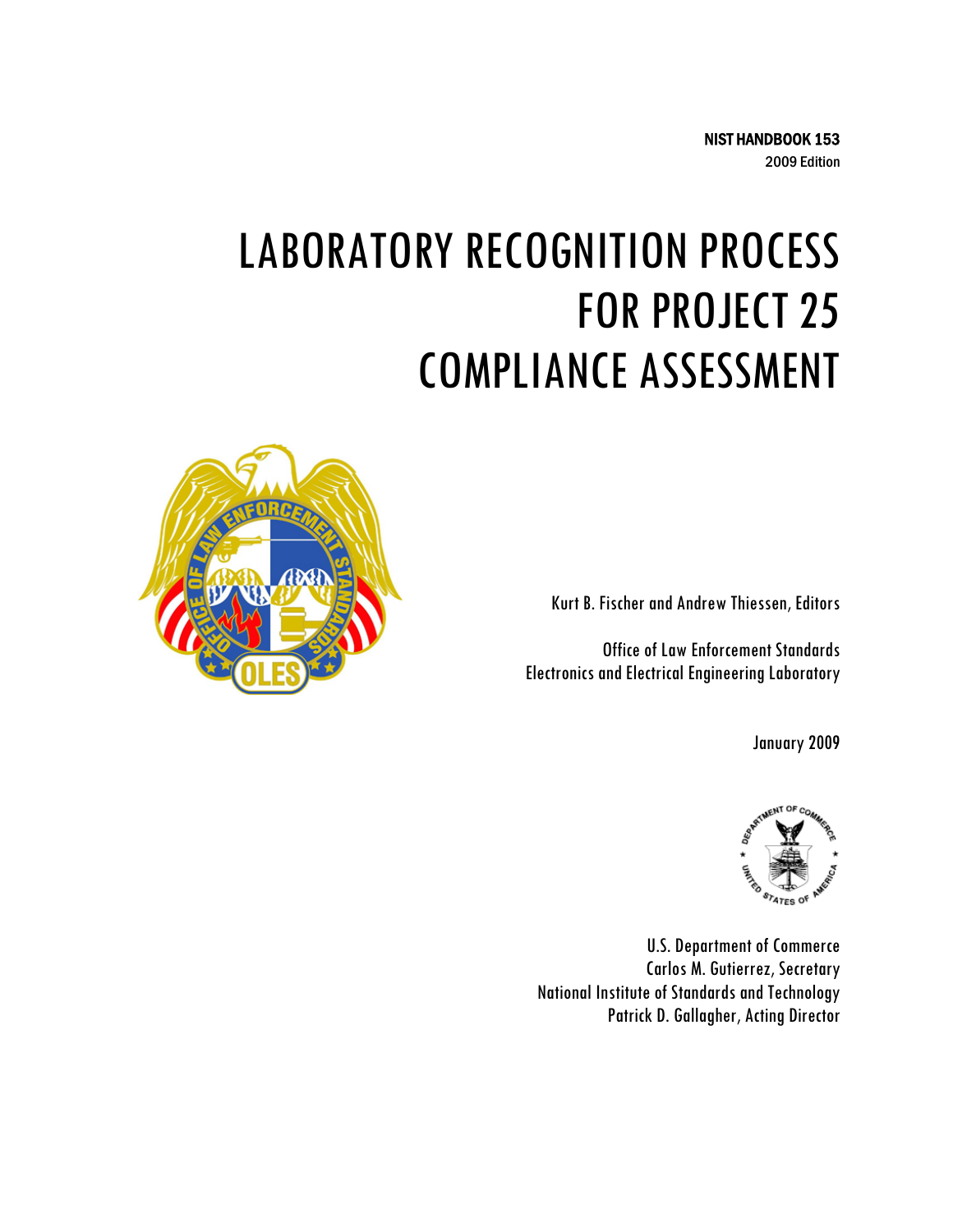**NIST HANDBOOK 153**
2009 Edition

# LABORATORY RECOGNITION PROCESS FOR PROJECT 25 COMPLIANCE ASSESSMENT

Kurt B. Fischer and Andrew Thiessen, Editors

Office of Law Enforcement Standards
Electronics and Electrical Engineering Laboratory

January 2009

U.S. Department of Commerce
Carlos M. Gutierrez, Secretary
National Institute of Standards and Technology
Patrick D. Gallagher, Acting Director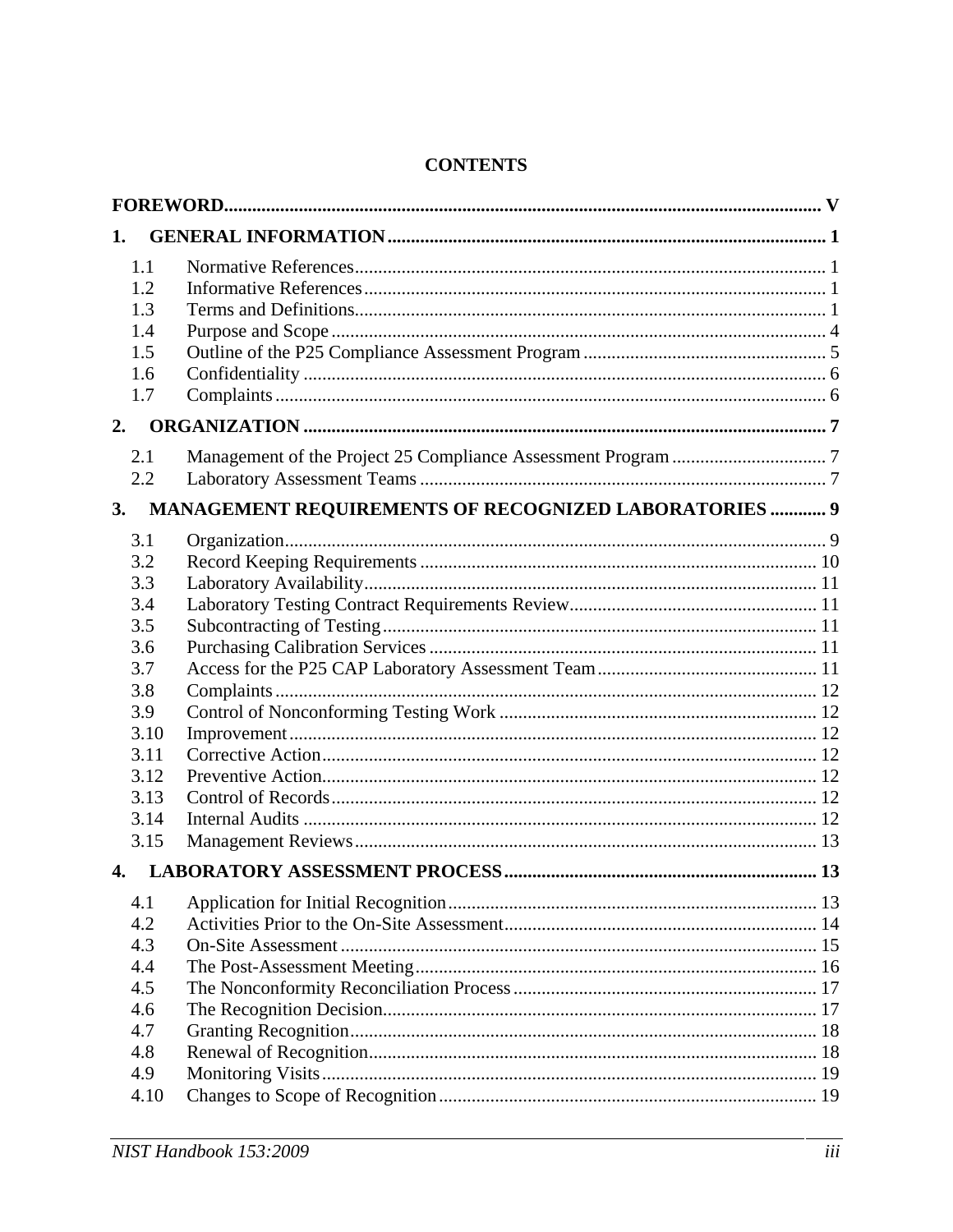# CONTENTS

**FOREWORD** ..... V

**1. GENERAL INFORMATION** ..... 1

- 1.1 Normative References ..... 1
- 1.2 Informative References ..... 1
- 1.3 Terms and Definitions ..... 1
- 1.4 Purpose and Scope ..... 4
- 1.5 Outline of the P25 Compliance Assessment Program ..... 5
- 1.6 Confidentiality ..... 6
- 1.7 Complaints ..... 6

**2. ORGANIZATION** ..... 7

- 2.1 Management of the Project 25 Compliance Assessment Program ..... 7
- 2.2 Laboratory Assessment Teams ..... 7

**3. MANAGEMENT REQUIREMENTS OF RECOGNIZED LABORATORIES** ..... 9

- 3.1 Organization ..... 9
- 3.2 Record Keeping Requirements ..... 10
- 3.3 Laboratory Availability ..... 11
- 3.4 Laboratory Testing Contract Requirements Review ..... 11
- 3.5 Subcontracting of Testing ..... 11
- 3.6 Purchasing Calibration Services ..... 11
- 3.7 Access for the P25 CAP Laboratory Assessment Team ..... 11
- 3.8 Complaints ..... 12
- 3.9 Control of Nonconforming Testing Work ..... 12
- 3.10 Improvement ..... 12
- 3.11 Corrective Action ..... 12
- 3.12 Preventive Action ..... 12
- 3.13 Control of Records ..... 12
- 3.14 Internal Audits ..... 12
- 3.15 Management Reviews ..... 13

**4. LABORATORY ASSESSMENT PROCESS** ..... 13

- 4.1 Application for Initial Recognition ..... 13
- 4.2 Activities Prior to the On-Site Assessment ..... 14
- 4.3 On-Site Assessment ..... 15
- 4.4 The Post-Assessment Meeting ..... 16
- 4.5 The Nonconformity Reconciliation Process ..... 17
- 4.6 The Recognition Decision ..... 17
- 4.7 Granting Recognition ..... 18
- 4.8 Renewal of Recognition ..... 18
- 4.9 Monitoring Visits ..... 19
- 4.10 Changes to Scope of Recognition ..... 19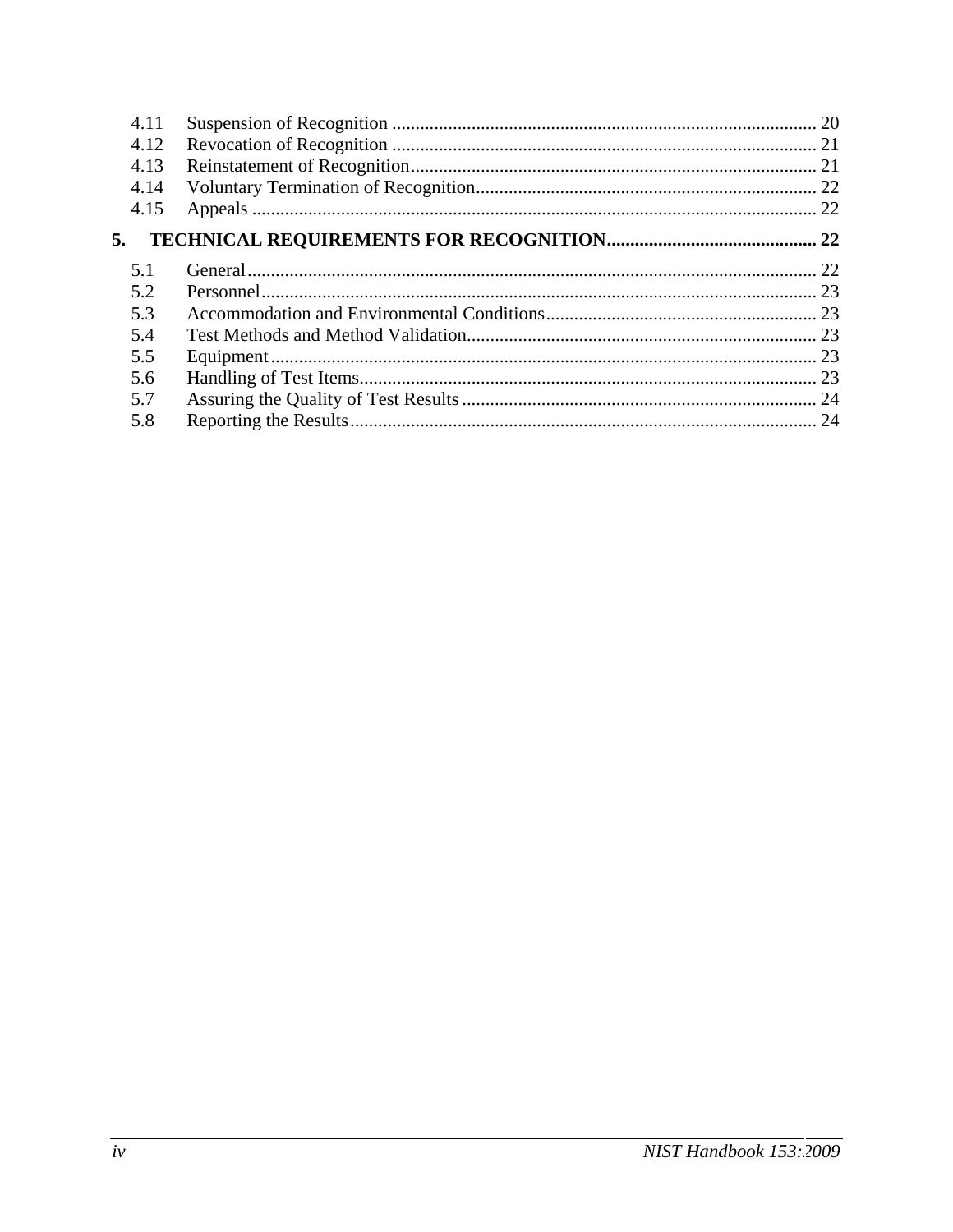| | | |
|---|---|---|
| 4.11 | Suspension of Recognition | 20 |
| 4.12 | Revocation of Recognition | 21 |
| 4.13 | Reinstatement of Recognition | 21 |
| 4.14 | Voluntary Termination of Recognition | 22 |
| 4.15 | Appeals | 22 |
| **5.** | **TECHNICAL REQUIREMENTS FOR RECOGNITION** | **22** |
| 5.1 | General | 22 |
| 5.2 | Personnel | 23 |
| 5.3 | Accommodation and Environmental Conditions | 23 |
| 5.4 | Test Methods and Method Validation | 23 |
| 5.5 | Equipment | 23 |
| 5.6 | Handling of Test Items | 23 |
| 5.7 | Assuring the Quality of Test Results | 24 |
| 5.8 | Reporting the Results | 24 |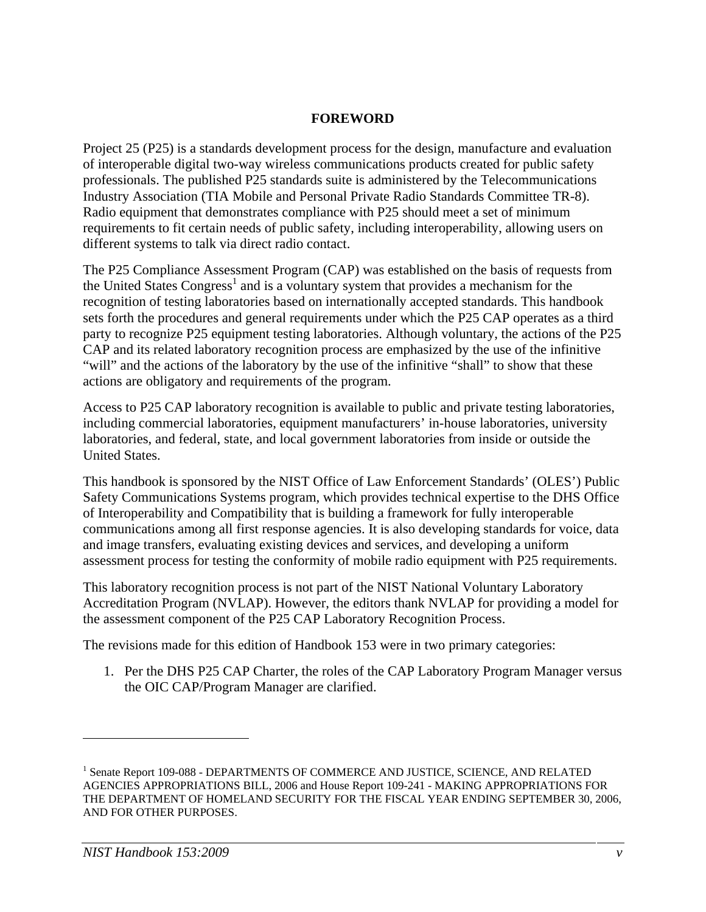## FOREWORD

Project 25 (P25) is a standards development process for the design, manufacture and evaluation of interoperable digital two-way wireless communications products created for public safety professionals. The published P25 standards suite is administered by the Telecommunications Industry Association (TIA Mobile and Personal Private Radio Standards Committee TR-8). Radio equipment that demonstrates compliance with P25 should meet a set of minimum requirements to fit certain needs of public safety, including interoperability, allowing users on different systems to talk via direct radio contact.

The P25 Compliance Assessment Program (CAP) was established on the basis of requests from the United States Congress[1] and is a voluntary system that provides a mechanism for the recognition of testing laboratories based on internationally accepted standards. This handbook sets forth the procedures and general requirements under which the P25 CAP operates as a third party to recognize P25 equipment testing laboratories. Although voluntary, the actions of the P25 CAP and its related laboratory recognition process are emphasized by the use of the infinitive "will" and the actions of the laboratory by the use of the infinitive "shall" to show that these actions are obligatory and requirements of the program.

Access to P25 CAP laboratory recognition is available to public and private testing laboratories, including commercial laboratories, equipment manufacturers' in-house laboratories, university laboratories, and federal, state, and local government laboratories from inside or outside the United States.

This handbook is sponsored by the NIST Office of Law Enforcement Standards' (OLES') Public Safety Communications Systems program, which provides technical expertise to the DHS Office of Interoperability and Compatibility that is building a framework for fully interoperable communications among all first response agencies. It is also developing standards for voice, data and image transfers, evaluating existing devices and services, and developing a uniform assessment process for testing the conformity of mobile radio equipment with P25 requirements.

This laboratory recognition process is not part of the NIST National Voluntary Laboratory Accreditation Program (NVLAP). However, the editors thank NVLAP for providing a model for the assessment component of the P25 CAP Laboratory Recognition Process.

The revisions made for this edition of Handbook 153 were in two primary categories:

1. Per the DHS P25 CAP Charter, the roles of the CAP Laboratory Program Manager versus the OIC CAP/Program Manager are clarified.

---

[1] Senate Report 109-088 - DEPARTMENTS OF COMMERCE AND JUSTICE, SCIENCE, AND RELATED AGENCIES APPROPRIATIONS BILL, 2006 and House Report 109-241 - MAKING APPROPRIATIONS FOR THE DEPARTMENT OF HOMELAND SECURITY FOR THE FISCAL YEAR ENDING SEPTEMBER 30, 2006, AND FOR OTHER PURPOSES.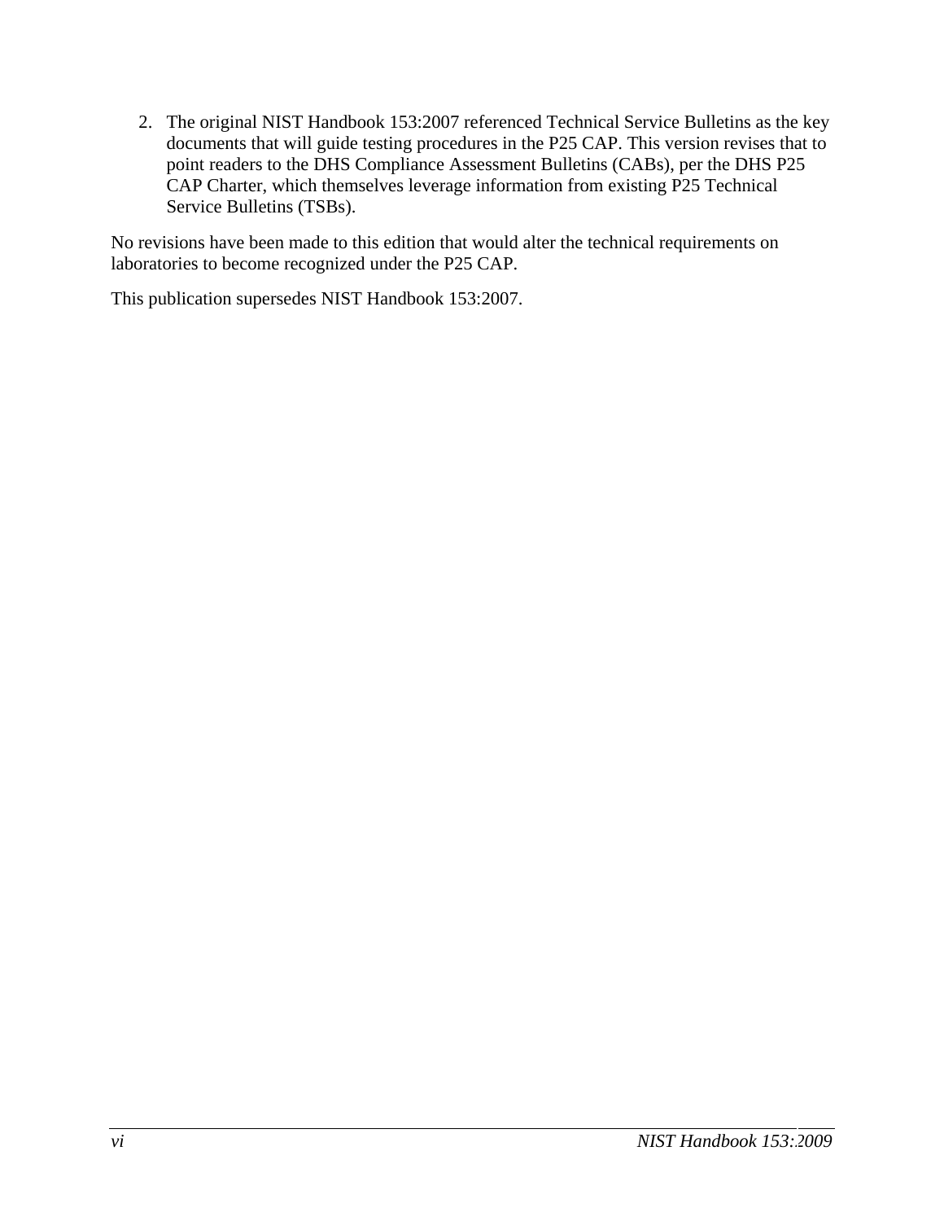2. The original NIST Handbook 153:2007 referenced Technical Service Bulletins as the key documents that will guide testing procedures in the P25 CAP. This version revises that to point readers to the DHS Compliance Assessment Bulletins (CABs), per the DHS P25 CAP Charter, which themselves leverage information from existing P25 Technical Service Bulletins (TSBs).

No revisions have been made to this edition that would alter the technical requirements on laboratories to become recognized under the P25 CAP.

This publication supersedes NIST Handbook 153:2007.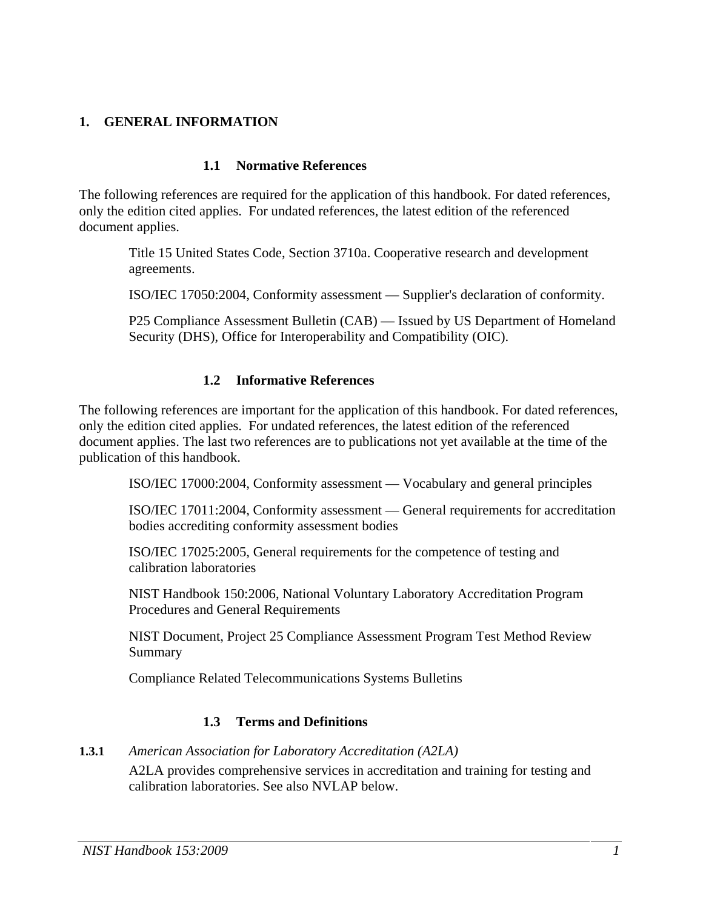# 1. GENERAL INFORMATION

## 1.1 Normative References

The following references are required for the application of this handbook. For dated references, only the edition cited applies. For undated references, the latest edition of the referenced document applies.

Title 15 United States Code, Section 3710a. Cooperative research and development agreements.

ISO/IEC 17050:2004, Conformity assessment — Supplier's declaration of conformity.

P25 Compliance Assessment Bulletin (CAB) — Issued by US Department of Homeland Security (DHS), Office for Interoperability and Compatibility (OIC).

## 1.2 Informative References

The following references are important for the application of this handbook. For dated references, only the edition cited applies. For undated references, the latest edition of the referenced document applies. The last two references are to publications not yet available at the time of the publication of this handbook.

ISO/IEC 17000:2004, Conformity assessment — Vocabulary and general principles

ISO/IEC 17011:2004, Conformity assessment — General requirements for accreditation bodies accrediting conformity assessment bodies

ISO/IEC 17025:2005, General requirements for the competence of testing and calibration laboratories

NIST Handbook 150:2006, National Voluntary Laboratory Accreditation Program Procedures and General Requirements

NIST Document, Project 25 Compliance Assessment Program Test Method Review Summary

Compliance Related Telecommunications Systems Bulletins

## 1.3 Terms and Definitions

**1.3.1** *American Association for Laboratory Accreditation (A2LA)*

A2LA provides comprehensive services in accreditation and training for testing and calibration laboratories. See also NVLAP below.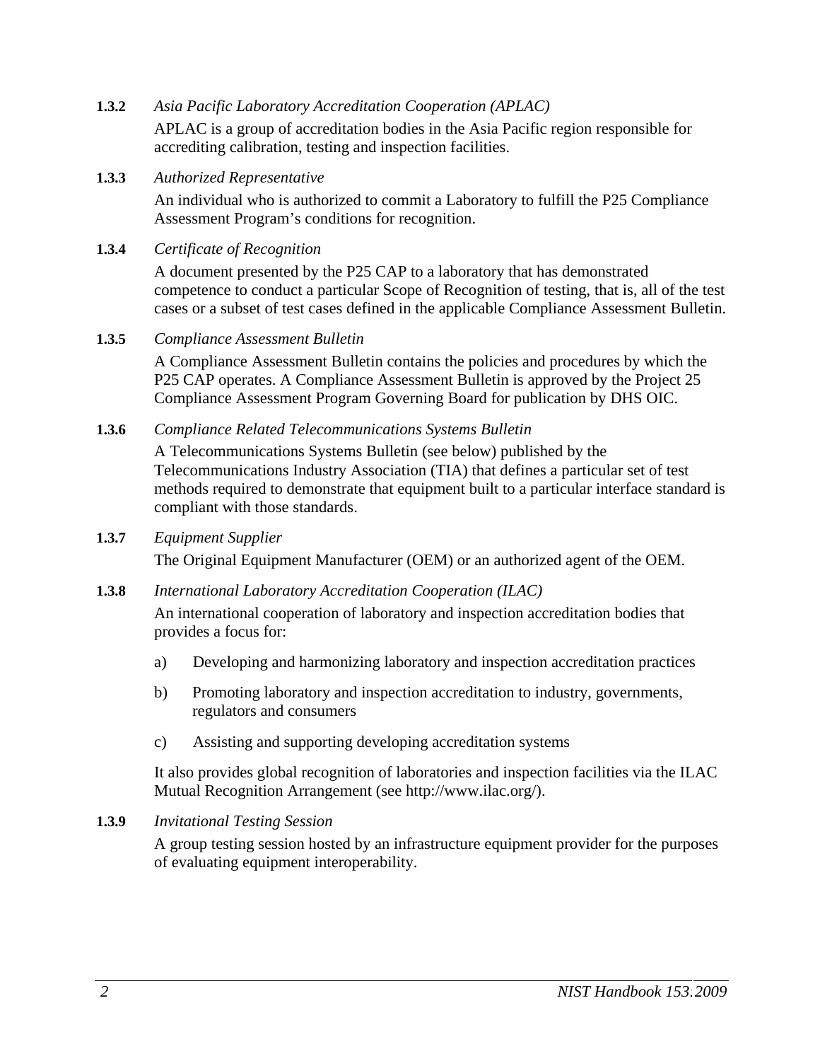**1.3.2** *Asia Pacific Laboratory Accreditation Cooperation (APLAC)*

APLAC is a group of accreditation bodies in the Asia Pacific region responsible for accrediting calibration, testing and inspection facilities.

**1.3.3** *Authorized Representative*

An individual who is authorized to commit a Laboratory to fulfill the P25 Compliance Assessment Program's conditions for recognition.

**1.3.4** *Certificate of Recognition*

A document presented by the P25 CAP to a laboratory that has demonstrated competence to conduct a particular Scope of Recognition of testing, that is, all of the test cases or a subset of test cases defined in the applicable Compliance Assessment Bulletin.

**1.3.5** *Compliance Assessment Bulletin*

A Compliance Assessment Bulletin contains the policies and procedures by which the P25 CAP operates. A Compliance Assessment Bulletin is approved by the Project 25 Compliance Assessment Program Governing Board for publication by DHS OIC.

**1.3.6** *Compliance Related Telecommunications Systems Bulletin*

A Telecommunications Systems Bulletin (see below) published by the Telecommunications Industry Association (TIA) that defines a particular set of test methods required to demonstrate that equipment built to a particular interface standard is compliant with those standards.

**1.3.7** *Equipment Supplier*

The Original Equipment Manufacturer (OEM) or an authorized agent of the OEM.

**1.3.8** *International Laboratory Accreditation Cooperation (ILAC)*

An international cooperation of laboratory and inspection accreditation bodies that provides a focus for:

a) Developing and harmonizing laboratory and inspection accreditation practices

b) Promoting laboratory and inspection accreditation to industry, governments, regulators and consumers

c) Assisting and supporting developing accreditation systems

It also provides global recognition of laboratories and inspection facilities via the ILAC Mutual Recognition Arrangement (see http://www.ilac.org/).

**1.3.9** *Invitational Testing Session*

A group testing session hosted by an infrastructure equipment provider for the purposes of evaluating equipment interoperability.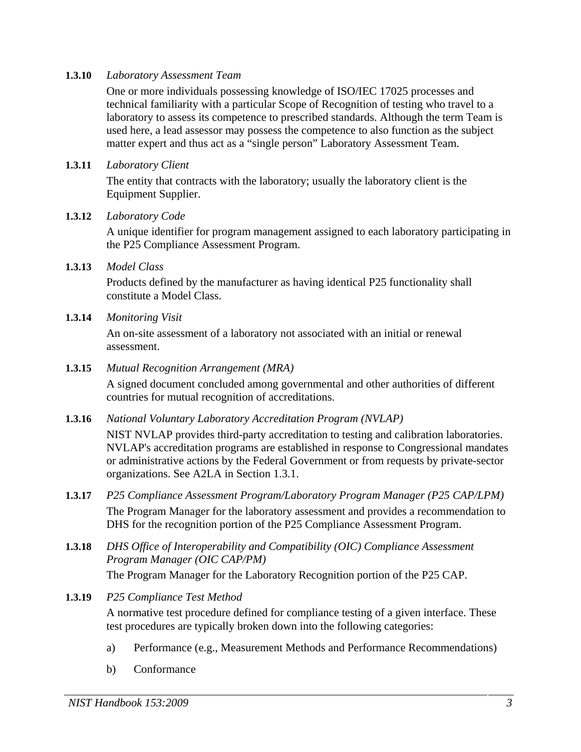**1.3.10** *Laboratory Assessment Team*

One or more individuals possessing knowledge of ISO/IEC 17025 processes and technical familiarity with a particular Scope of Recognition of testing who travel to a laboratory to assess its competence to prescribed standards. Although the term Team is used here, a lead assessor may possess the competence to also function as the subject matter expert and thus act as a "single person" Laboratory Assessment Team.

**1.3.11** *Laboratory Client*

The entity that contracts with the laboratory; usually the laboratory client is the Equipment Supplier.

**1.3.12** *Laboratory Code*

A unique identifier for program management assigned to each laboratory participating in the P25 Compliance Assessment Program.

**1.3.13** *Model Class*

Products defined by the manufacturer as having identical P25 functionality shall constitute a Model Class.

**1.3.14** *Monitoring Visit*

An on-site assessment of a laboratory not associated with an initial or renewal assessment.

**1.3.15** *Mutual Recognition Arrangement (MRA)*

A signed document concluded among governmental and other authorities of different countries for mutual recognition of accreditations.

**1.3.16** *National Voluntary Laboratory Accreditation Program (NVLAP)*

NIST NVLAP provides third-party accreditation to testing and calibration laboratories. NVLAP's accreditation programs are established in response to Congressional mandates or administrative actions by the Federal Government or from requests by private-sector organizations. See A2LA in Section 1.3.1.

**1.3.17** *P25 Compliance Assessment Program/Laboratory Program Manager (P25 CAP/LPM)*

The Program Manager for the laboratory assessment and provides a recommendation to DHS for the recognition portion of the P25 Compliance Assessment Program.

**1.3.18** *DHS Office of Interoperability and Compatibility (OIC) Compliance Assessment Program Manager (OIC CAP/PM)*

The Program Manager for the Laboratory Recognition portion of the P25 CAP.

**1.3.19** *P25 Compliance Test Method*

A normative test procedure defined for compliance testing of a given interface. These test procedures are typically broken down into the following categories:

a) Performance (e.g., Measurement Methods and Performance Recommendations)

b) Conformance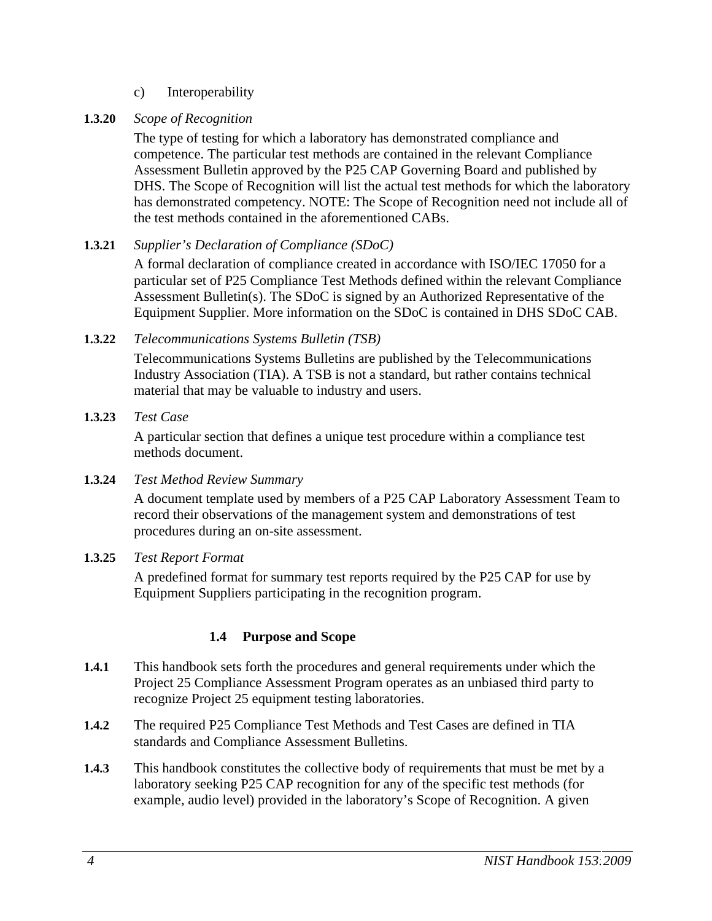c) Interoperability

**1.3.20** *Scope of Recognition*

The type of testing for which a laboratory has demonstrated compliance and competence. The particular test methods are contained in the relevant Compliance Assessment Bulletin approved by the P25 CAP Governing Board and published by DHS. The Scope of Recognition will list the actual test methods for which the laboratory has demonstrated competency. NOTE: The Scope of Recognition need not include all of the test methods contained in the aforementioned CABs.

**1.3.21** *Supplier's Declaration of Compliance (SDoC)*

A formal declaration of compliance created in accordance with ISO/IEC 17050 for a particular set of P25 Compliance Test Methods defined within the relevant Compliance Assessment Bulletin(s). The SDoC is signed by an Authorized Representative of the Equipment Supplier. More information on the SDoC is contained in DHS SDoC CAB.

**1.3.22** *Telecommunications Systems Bulletin (TSB)*

Telecommunications Systems Bulletins are published by the Telecommunications Industry Association (TIA). A TSB is not a standard, but rather contains technical material that may be valuable to industry and users.

**1.3.23** *Test Case*

A particular section that defines a unique test procedure within a compliance test methods document.

**1.3.24** *Test Method Review Summary*

A document template used by members of a P25 CAP Laboratory Assessment Team to record their observations of the management system and demonstrations of test procedures during an on-site assessment.

**1.3.25** *Test Report Format*

A predefined format for summary test reports required by the P25 CAP for use by Equipment Suppliers participating in the recognition program.

## 1.4 Purpose and Scope

**1.4.1** This handbook sets forth the procedures and general requirements under which the Project 25 Compliance Assessment Program operates as an unbiased third party to recognize Project 25 equipment testing laboratories.

**1.4.2** The required P25 Compliance Test Methods and Test Cases are defined in TIA standards and Compliance Assessment Bulletins.

**1.4.3** This handbook constitutes the collective body of requirements that must be met by a laboratory seeking P25 CAP recognition for any of the specific test methods (for example, audio level) provided in the laboratory's Scope of Recognition. A given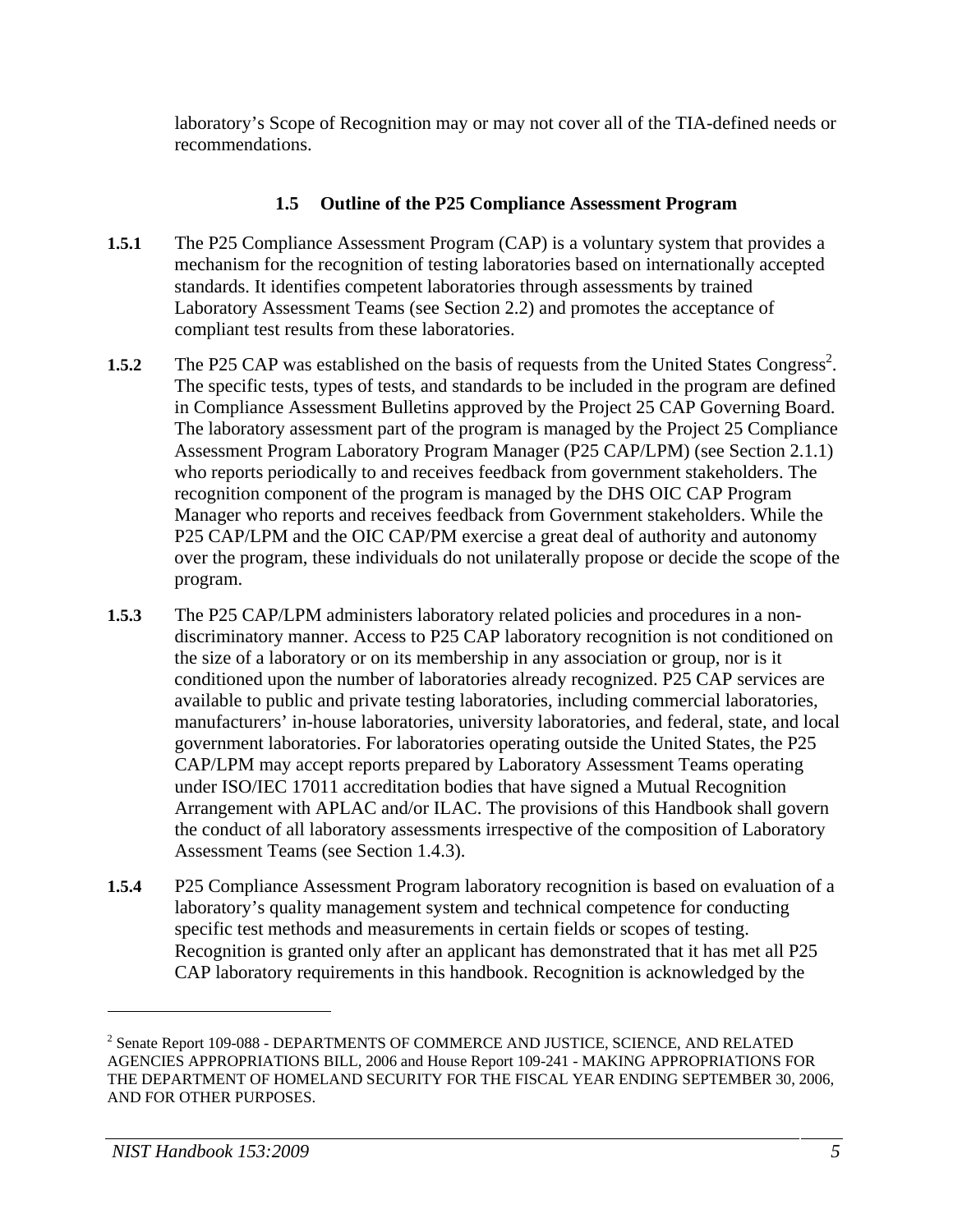laboratory's Scope of Recognition may or may not cover all of the TIA-defined needs or recommendations.

### 1.5 Outline of the P25 Compliance Assessment Program

**1.5.1** The P25 Compliance Assessment Program (CAP) is a voluntary system that provides a mechanism for the recognition of testing laboratories based on internationally accepted standards. It identifies competent laboratories through assessments by trained Laboratory Assessment Teams (see Section 2.2) and promotes the acceptance of compliant test results from these laboratories.

**1.5.2** The P25 CAP was established on the basis of requests from the United States Congress[2]. The specific tests, types of tests, and standards to be included in the program are defined in Compliance Assessment Bulletins approved by the Project 25 CAP Governing Board. The laboratory assessment part of the program is managed by the Project 25 Compliance Assessment Program Laboratory Program Manager (P25 CAP/LPM) (see Section 2.1.1) who reports periodically to and receives feedback from government stakeholders. The recognition component of the program is managed by the DHS OIC CAP Program Manager who reports and receives feedback from Government stakeholders. While the P25 CAP/LPM and the OIC CAP/PM exercise a great deal of authority and autonomy over the program, these individuals do not unilaterally propose or decide the scope of the program.

**1.5.3** The P25 CAP/LPM administers laboratory related policies and procedures in a non-discriminatory manner. Access to P25 CAP laboratory recognition is not conditioned on the size of a laboratory or on its membership in any association or group, nor is it conditioned upon the number of laboratories already recognized. P25 CAP services are available to public and private testing laboratories, including commercial laboratories, manufacturers' in-house laboratories, university laboratories, and federal, state, and local government laboratories. For laboratories operating outside the United States, the P25 CAP/LPM may accept reports prepared by Laboratory Assessment Teams operating under ISO/IEC 17011 accreditation bodies that have signed a Mutual Recognition Arrangement with APLAC and/or ILAC. The provisions of this Handbook shall govern the conduct of all laboratory assessments irrespective of the composition of Laboratory Assessment Teams (see Section 1.4.3).

**1.5.4** P25 Compliance Assessment Program laboratory recognition is based on evaluation of a laboratory's quality management system and technical competence for conducting specific test methods and measurements in certain fields or scopes of testing. Recognition is granted only after an applicant has demonstrated that it has met all P25 CAP laboratory requirements in this handbook. Recognition is acknowledged by the

---

[2] Senate Report 109-088 - DEPARTMENTS OF COMMERCE AND JUSTICE, SCIENCE, AND RELATED AGENCIES APPROPRIATIONS BILL, 2006 and House Report 109-241 - MAKING APPROPRIATIONS FOR THE DEPARTMENT OF HOMELAND SECURITY FOR THE FISCAL YEAR ENDING SEPTEMBER 30, 2006, AND FOR OTHER PURPOSES.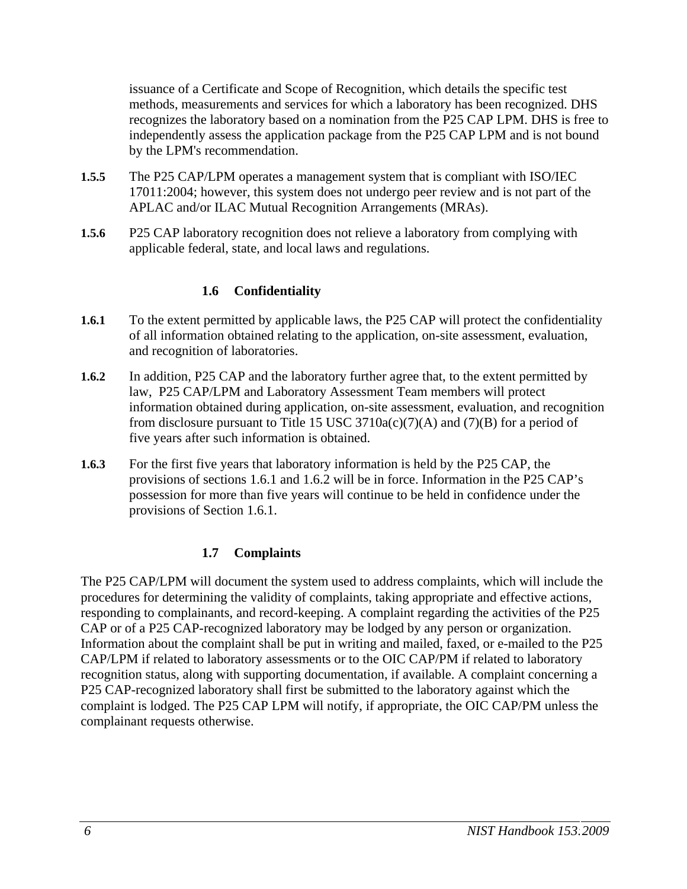issuance of a Certificate and Scope of Recognition, which details the specific test methods, measurements and services for which a laboratory has been recognized. DHS recognizes the laboratory based on a nomination from the P25 CAP LPM. DHS is free to independently assess the application package from the P25 CAP LPM and is not bound by the LPM's recommendation.

**1.5.5** The P25 CAP/LPM operates a management system that is compliant with ISO/IEC 17011:2004; however, this system does not undergo peer review and is not part of the APLAC and/or ILAC Mutual Recognition Arrangements (MRAs).

**1.5.6** P25 CAP laboratory recognition does not relieve a laboratory from complying with applicable federal, state, and local laws and regulations.

### 1.6 Confidentiality

**1.6.1** To the extent permitted by applicable laws, the P25 CAP will protect the confidentiality of all information obtained relating to the application, on-site assessment, evaluation, and recognition of laboratories.

**1.6.2** In addition, P25 CAP and the laboratory further agree that, to the extent permitted by law, P25 CAP/LPM and Laboratory Assessment Team members will protect information obtained during application, on-site assessment, evaluation, and recognition from disclosure pursuant to Title 15 USC 3710a(c)(7)(A) and (7)(B) for a period of five years after such information is obtained.

**1.6.3** For the first five years that laboratory information is held by the P25 CAP, the provisions of sections 1.6.1 and 1.6.2 will be in force. Information in the P25 CAP's possession for more than five years will continue to be held in confidence under the provisions of Section 1.6.1.

### 1.7 Complaints

The P25 CAP/LPM will document the system used to address complaints, which will include the procedures for determining the validity of complaints, taking appropriate and effective actions, responding to complainants, and record-keeping. A complaint regarding the activities of the P25 CAP or of a P25 CAP-recognized laboratory may be lodged by any person or organization. Information about the complaint shall be put in writing and mailed, faxed, or e-mailed to the P25 CAP/LPM if related to laboratory assessments or to the OIC CAP/PM if related to laboratory recognition status, along with supporting documentation, if available. A complaint concerning a P25 CAP-recognized laboratory shall first be submitted to the laboratory against which the complaint is lodged. The P25 CAP LPM will notify, if appropriate, the OIC CAP/PM unless the complainant requests otherwise.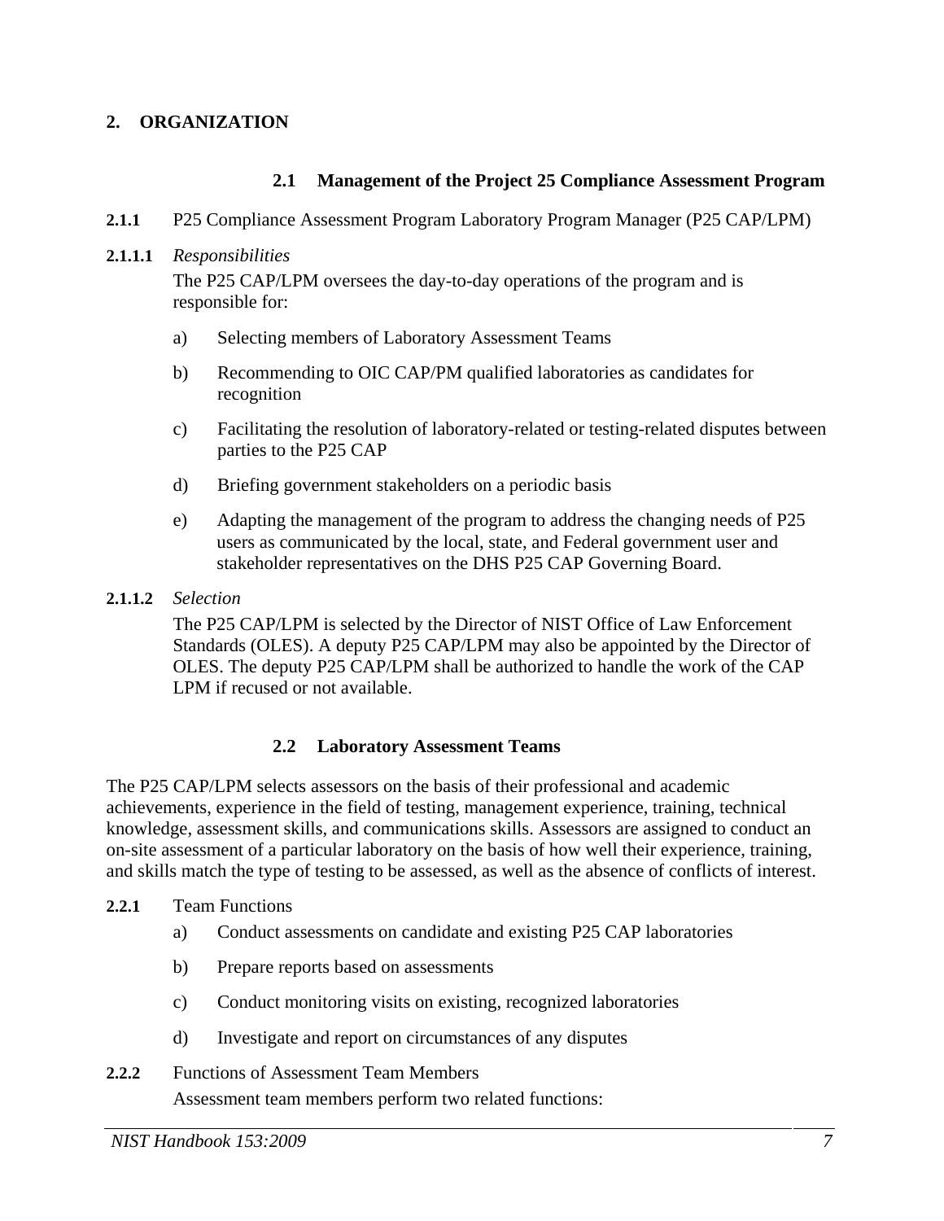# 2. ORGANIZATION

## 2.1 Management of the Project 25 Compliance Assessment Program

**2.1.1** P25 Compliance Assessment Program Laboratory Program Manager (P25 CAP/LPM)

**2.1.1.1** *Responsibilities*

The P25 CAP/LPM oversees the day-to-day operations of the program and is responsible for:

a) Selecting members of Laboratory Assessment Teams

b) Recommending to OIC CAP/PM qualified laboratories as candidates for recognition

c) Facilitating the resolution of laboratory-related or testing-related disputes between parties to the P25 CAP

d) Briefing government stakeholders on a periodic basis

e) Adapting the management of the program to address the changing needs of P25 users as communicated by the local, state, and Federal government user and stakeholder representatives on the DHS P25 CAP Governing Board.

**2.1.1.2** *Selection*

The P25 CAP/LPM is selected by the Director of NIST Office of Law Enforcement Standards (OLES). A deputy P25 CAP/LPM may also be appointed by the Director of OLES. The deputy P25 CAP/LPM shall be authorized to handle the work of the CAP LPM if recused or not available.

## 2.2 Laboratory Assessment Teams

The P25 CAP/LPM selects assessors on the basis of their professional and academic achievements, experience in the field of testing, management experience, training, technical knowledge, assessment skills, and communications skills. Assessors are assigned to conduct an on-site assessment of a particular laboratory on the basis of how well their experience, training, and skills match the type of testing to be assessed, as well as the absence of conflicts of interest.

**2.2.1** Team Functions

a) Conduct assessments on candidate and existing P25 CAP laboratories

b) Prepare reports based on assessments

c) Conduct monitoring visits on existing, recognized laboratories

d) Investigate and report on circumstances of any disputes

**2.2.2** Functions of Assessment Team Members

Assessment team members perform two related functions: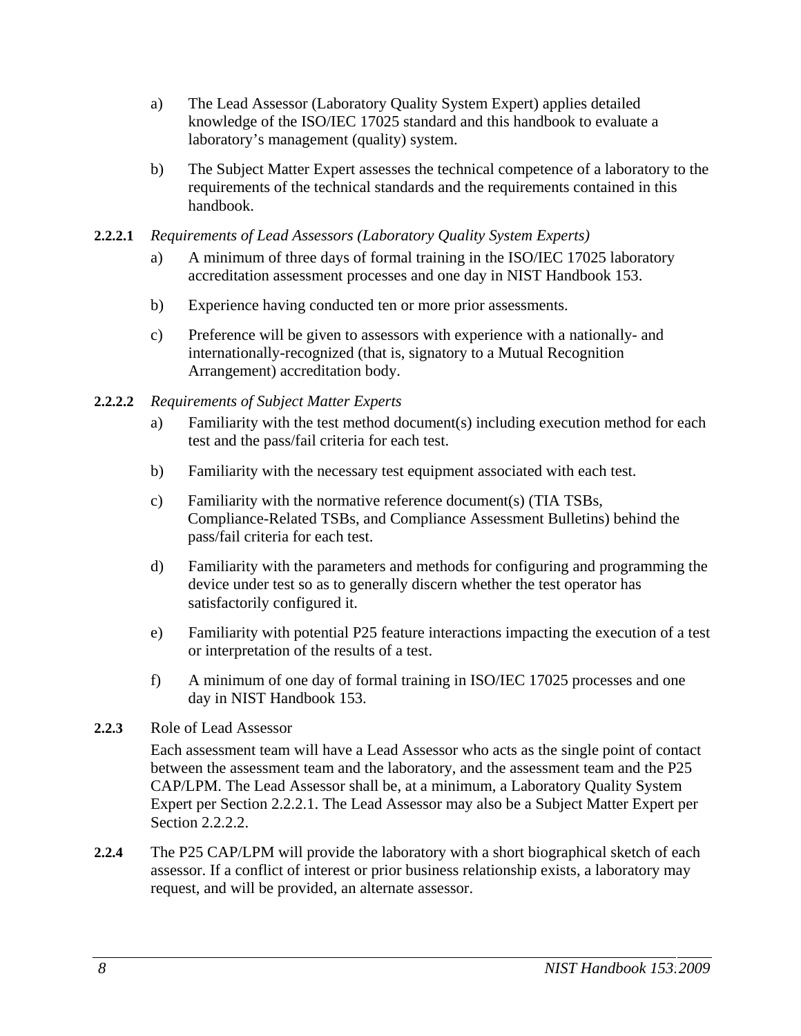a) The Lead Assessor (Laboratory Quality System Expert) applies detailed knowledge of the ISO/IEC 17025 standard and this handbook to evaluate a laboratory's management (quality) system.

b) The Subject Matter Expert assesses the technical competence of a laboratory to the requirements of the technical standards and the requirements contained in this handbook.

**2.2.2.1** *Requirements of Lead Assessors (Laboratory Quality System Experts)*

a) A minimum of three days of formal training in the ISO/IEC 17025 laboratory accreditation assessment processes and one day in NIST Handbook 153.

b) Experience having conducted ten or more prior assessments.

c) Preference will be given to assessors with experience with a nationally- and internationally-recognized (that is, signatory to a Mutual Recognition Arrangement) accreditation body.

**2.2.2.2** *Requirements of Subject Matter Experts*

a) Familiarity with the test method document(s) including execution method for each test and the pass/fail criteria for each test.

b) Familiarity with the necessary test equipment associated with each test.

c) Familiarity with the normative reference document(s) (TIA TSBs, Compliance-Related TSBs, and Compliance Assessment Bulletins) behind the pass/fail criteria for each test.

d) Familiarity with the parameters and methods for configuring and programming the device under test so as to generally discern whether the test operator has satisfactorily configured it.

e) Familiarity with potential P25 feature interactions impacting the execution of a test or interpretation of the results of a test.

f) A minimum of one day of formal training in ISO/IEC 17025 processes and one day in NIST Handbook 153.

**2.2.3** Role of Lead Assessor

Each assessment team will have a Lead Assessor who acts as the single point of contact between the assessment team and the laboratory, and the assessment team and the P25 CAP/LPM. The Lead Assessor shall be, at a minimum, a Laboratory Quality System Expert per Section 2.2.2.1. The Lead Assessor may also be a Subject Matter Expert per Section 2.2.2.2.

**2.2.4** The P25 CAP/LPM will provide the laboratory with a short biographical sketch of each assessor. If a conflict of interest or prior business relationship exists, a laboratory may request, and will be provided, an alternate assessor.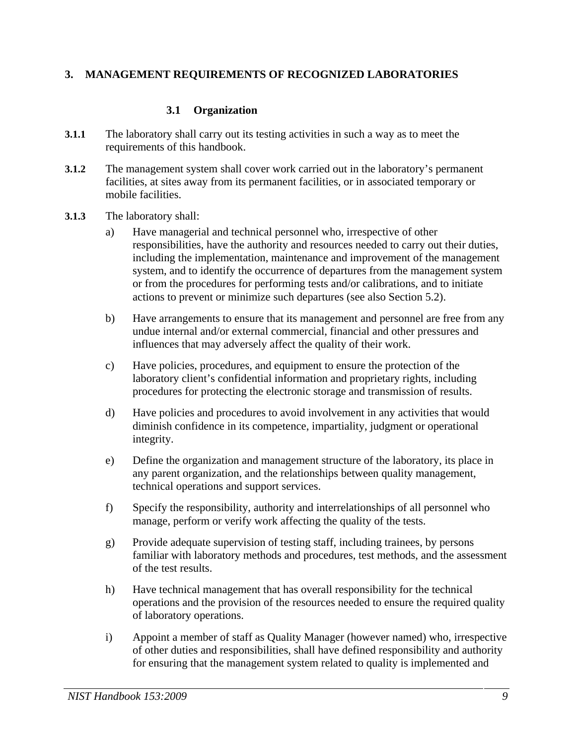## 3. MANAGEMENT REQUIREMENTS OF RECOGNIZED LABORATORIES

### 3.1 Organization

**3.1.1** The laboratory shall carry out its testing activities in such a way as to meet the requirements of this handbook.

**3.1.2** The management system shall cover work carried out in the laboratory's permanent facilities, at sites away from its permanent facilities, or in associated temporary or mobile facilities.

**3.1.3** The laboratory shall:

a) Have managerial and technical personnel who, irrespective of other responsibilities, have the authority and resources needed to carry out their duties, including the implementation, maintenance and improvement of the management system, and to identify the occurrence of departures from the management system or from the procedures for performing tests and/or calibrations, and to initiate actions to prevent or minimize such departures (see also Section 5.2).

b) Have arrangements to ensure that its management and personnel are free from any undue internal and/or external commercial, financial and other pressures and influences that may adversely affect the quality of their work.

c) Have policies, procedures, and equipment to ensure the protection of the laboratory client's confidential information and proprietary rights, including procedures for protecting the electronic storage and transmission of results.

d) Have policies and procedures to avoid involvement in any activities that would diminish confidence in its competence, impartiality, judgment or operational integrity.

e) Define the organization and management structure of the laboratory, its place in any parent organization, and the relationships between quality management, technical operations and support services.

f) Specify the responsibility, authority and interrelationships of all personnel who manage, perform or verify work affecting the quality of the tests.

g) Provide adequate supervision of testing staff, including trainees, by persons familiar with laboratory methods and procedures, test methods, and the assessment of the test results.

h) Have technical management that has overall responsibility for the technical operations and the provision of the resources needed to ensure the required quality of laboratory operations.

i) Appoint a member of staff as Quality Manager (however named) who, irrespective of other duties and responsibilities, shall have defined responsibility and authority for ensuring that the management system related to quality is implemented and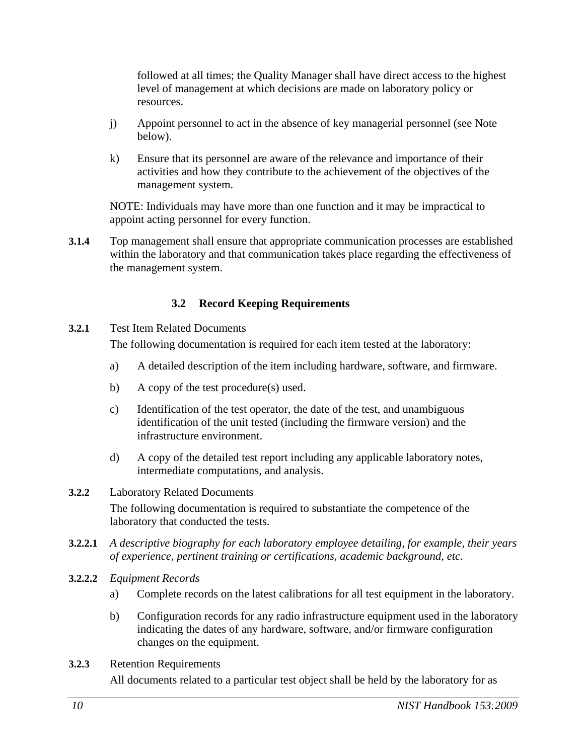followed at all times; the Quality Manager shall have direct access to the highest level of management at which decisions are made on laboratory policy or resources.

j) Appoint personnel to act in the absence of key managerial personnel (see Note below).

k) Ensure that its personnel are aware of the relevance and importance of their activities and how they contribute to the achievement of the objectives of the management system.

NOTE: Individuals may have more than one function and it may be impractical to appoint acting personnel for every function.

**3.1.4** Top management shall ensure that appropriate communication processes are established within the laboratory and that communication takes place regarding the effectiveness of the management system.

## 3.2 Record Keeping Requirements

**3.2.1** Test Item Related Documents

The following documentation is required for each item tested at the laboratory:

a) A detailed description of the item including hardware, software, and firmware.

b) A copy of the test procedure(s) used.

c) Identification of the test operator, the date of the test, and unambiguous identification of the unit tested (including the firmware version) and the infrastructure environment.

d) A copy of the detailed test report including any applicable laboratory notes, intermediate computations, and analysis.

**3.2.2** Laboratory Related Documents

The following documentation is required to substantiate the competence of the laboratory that conducted the tests.

**3.2.2.1** *A descriptive biography for each laboratory employee detailing, for example, their years of experience, pertinent training or certifications, academic background, etc.*

**3.2.2.2** *Equipment Records*

a) Complete records on the latest calibrations for all test equipment in the laboratory.

b) Configuration records for any radio infrastructure equipment used in the laboratory indicating the dates of any hardware, software, and/or firmware configuration changes on the equipment.

**3.2.3** Retention Requirements

All documents related to a particular test object shall be held by the laboratory for as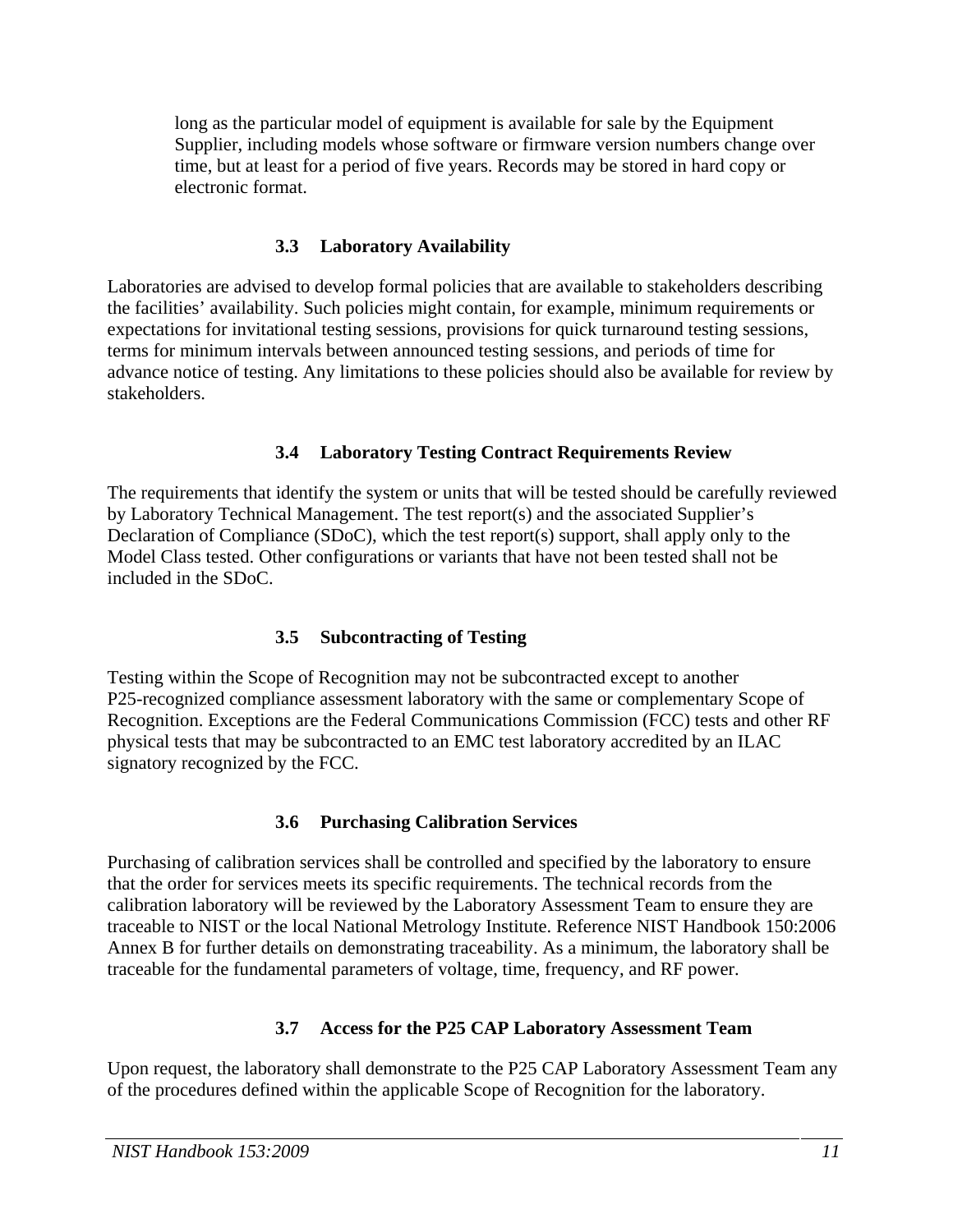long as the particular model of equipment is available for sale by the Equipment Supplier, including models whose software or firmware version numbers change over time, but at least for a period of five years. Records may be stored in hard copy or electronic format.

### 3.3 Laboratory Availability

Laboratories are advised to develop formal policies that are available to stakeholders describing the facilities' availability. Such policies might contain, for example, minimum requirements or expectations for invitational testing sessions, provisions for quick turnaround testing sessions, terms for minimum intervals between announced testing sessions, and periods of time for advance notice of testing. Any limitations to these policies should also be available for review by stakeholders.

### 3.4 Laboratory Testing Contract Requirements Review

The requirements that identify the system or units that will be tested should be carefully reviewed by Laboratory Technical Management. The test report(s) and the associated Supplier's Declaration of Compliance (SDoC), which the test report(s) support, shall apply only to the Model Class tested. Other configurations or variants that have not been tested shall not be included in the SDoC.

### 3.5 Subcontracting of Testing

Testing within the Scope of Recognition may not be subcontracted except to another P25-recognized compliance assessment laboratory with the same or complementary Scope of Recognition. Exceptions are the Federal Communications Commission (FCC) tests and other RF physical tests that may be subcontracted to an EMC test laboratory accredited by an ILAC signatory recognized by the FCC.

### 3.6 Purchasing Calibration Services

Purchasing of calibration services shall be controlled and specified by the laboratory to ensure that the order for services meets its specific requirements. The technical records from the calibration laboratory will be reviewed by the Laboratory Assessment Team to ensure they are traceable to NIST or the local National Metrology Institute. Reference NIST Handbook 150:2006 Annex B for further details on demonstrating traceability. As a minimum, the laboratory shall be traceable for the fundamental parameters of voltage, time, frequency, and RF power.

### 3.7 Access for the P25 CAP Laboratory Assessment Team

Upon request, the laboratory shall demonstrate to the P25 CAP Laboratory Assessment Team any of the procedures defined within the applicable Scope of Recognition for the laboratory.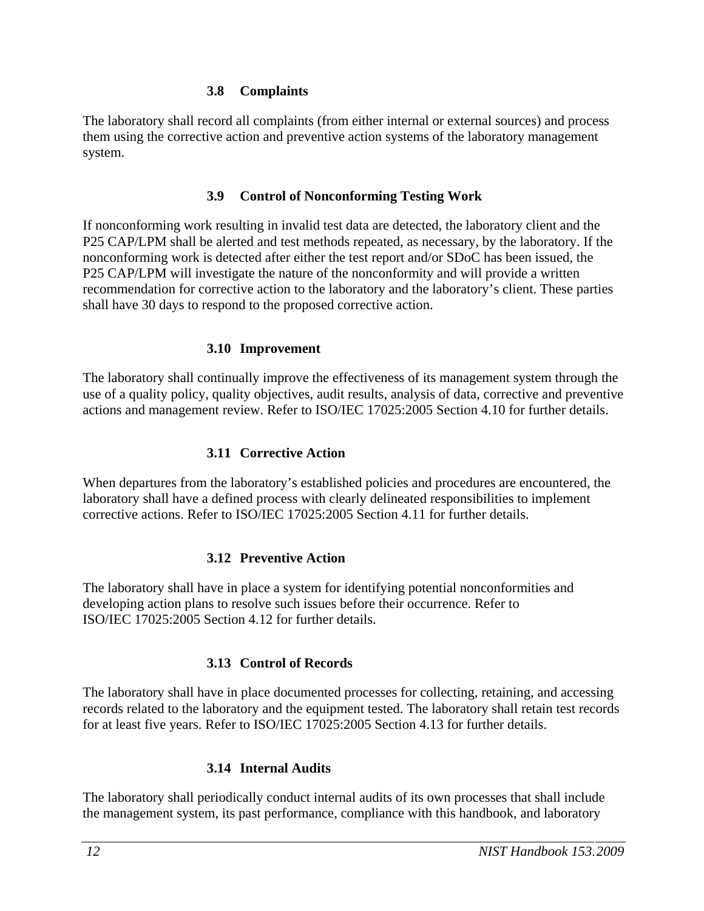### 3.8 Complaints

The laboratory shall record all complaints (from either internal or external sources) and process them using the corrective action and preventive action systems of the laboratory management system.

### 3.9 Control of Nonconforming Testing Work

If nonconforming work resulting in invalid test data are detected, the laboratory client and the P25 CAP/LPM shall be alerted and test methods repeated, as necessary, by the laboratory. If the nonconforming work is detected after either the test report and/or SDoC has been issued, the P25 CAP/LPM will investigate the nature of the nonconformity and will provide a written recommendation for corrective action to the laboratory and the laboratory's client. These parties shall have 30 days to respond to the proposed corrective action.

### 3.10 Improvement

The laboratory shall continually improve the effectiveness of its management system through the use of a quality policy, quality objectives, audit results, analysis of data, corrective and preventive actions and management review. Refer to ISO/IEC 17025:2005 Section 4.10 for further details.

### 3.11 Corrective Action

When departures from the laboratory's established policies and procedures are encountered, the laboratory shall have a defined process with clearly delineated responsibilities to implement corrective actions. Refer to ISO/IEC 17025:2005 Section 4.11 for further details.

### 3.12 Preventive Action

The laboratory shall have in place a system for identifying potential nonconformities and developing action plans to resolve such issues before their occurrence. Refer to ISO/IEC 17025:2005 Section 4.12 for further details.

### 3.13 Control of Records

The laboratory shall have in place documented processes for collecting, retaining, and accessing records related to the laboratory and the equipment tested. The laboratory shall retain test records for at least five years. Refer to ISO/IEC 17025:2005 Section 4.13 for further details.

### 3.14 Internal Audits

The laboratory shall periodically conduct internal audits of its own processes that shall include the management system, its past performance, compliance with this handbook, and laboratory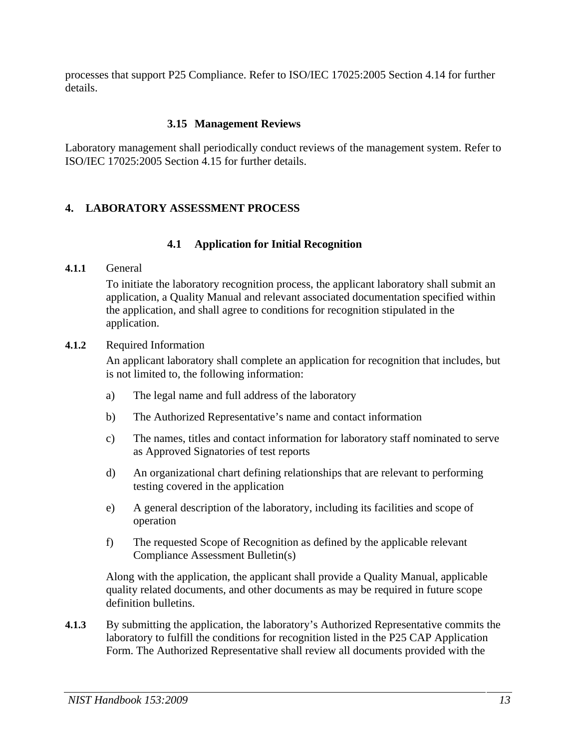processes that support P25 Compliance. Refer to ISO/IEC 17025:2005 Section 4.14 for further details.

### 3.15 Management Reviews

Laboratory management shall periodically conduct reviews of the management system. Refer to ISO/IEC 17025:2005 Section 4.15 for further details.

## 4. LABORATORY ASSESSMENT PROCESS

### 4.1 Application for Initial Recognition

**4.1.1** General

To initiate the laboratory recognition process, the applicant laboratory shall submit an application, a Quality Manual and relevant associated documentation specified within the application, and shall agree to conditions for recognition stipulated in the application.

**4.1.2** Required Information

An applicant laboratory shall complete an application for recognition that includes, but is not limited to, the following information:

a) The legal name and full address of the laboratory

b) The Authorized Representative's name and contact information

c) The names, titles and contact information for laboratory staff nominated to serve as Approved Signatories of test reports

d) An organizational chart defining relationships that are relevant to performing testing covered in the application

e) A general description of the laboratory, including its facilities and scope of operation

f) The requested Scope of Recognition as defined by the applicable relevant Compliance Assessment Bulletin(s)

Along with the application, the applicant shall provide a Quality Manual, applicable quality related documents, and other documents as may be required in future scope definition bulletins.

**4.1.3** By submitting the application, the laboratory's Authorized Representative commits the laboratory to fulfill the conditions for recognition listed in the P25 CAP Application Form. The Authorized Representative shall review all documents provided with the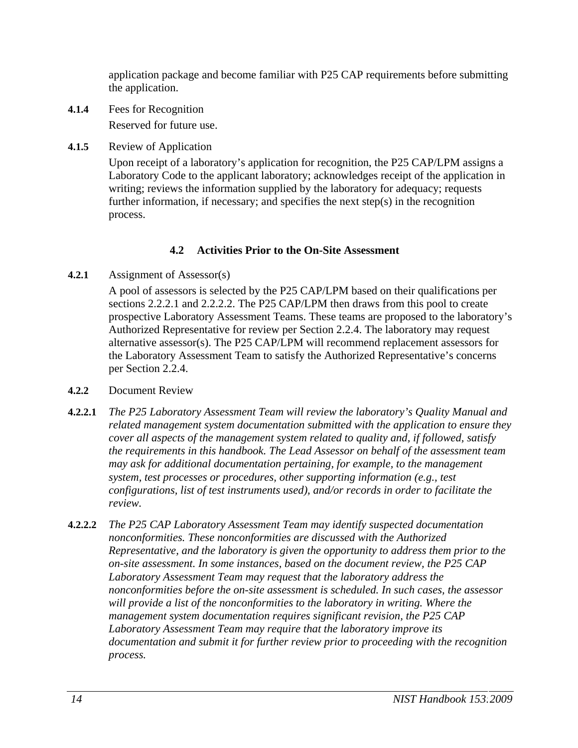application package and become familiar with P25 CAP requirements before submitting the application.

**4.1.4** Fees for Recognition

Reserved for future use.

**4.1.5** Review of Application

Upon receipt of a laboratory's application for recognition, the P25 CAP/LPM assigns a Laboratory Code to the applicant laboratory; acknowledges receipt of the application in writing; reviews the information supplied by the laboratory for adequacy; requests further information, if necessary; and specifies the next step(s) in the recognition process.

### 4.2 Activities Prior to the On-Site Assessment

**4.2.1** Assignment of Assessor(s)

A pool of assessors is selected by the P25 CAP/LPM based on their qualifications per sections 2.2.2.1 and 2.2.2.2. The P25 CAP/LPM then draws from this pool to create prospective Laboratory Assessment Teams. These teams are proposed to the laboratory's Authorized Representative for review per Section 2.2.4. The laboratory may request alternative assessor(s). The P25 CAP/LPM will recommend replacement assessors for the Laboratory Assessment Team to satisfy the Authorized Representative's concerns per Section 2.2.4.

**4.2.2** Document Review

**4.2.2.1** *The P25 Laboratory Assessment Team will review the laboratory's Quality Manual and related management system documentation submitted with the application to ensure they cover all aspects of the management system related to quality and, if followed, satisfy the requirements in this handbook. The Lead Assessor on behalf of the assessment team may ask for additional documentation pertaining, for example, to the management system, test processes or procedures, other supporting information (e.g., test configurations, list of test instruments used), and/or records in order to facilitate the review.*

**4.2.2.2** *The P25 CAP Laboratory Assessment Team may identify suspected documentation nonconformities. These nonconformities are discussed with the Authorized Representative, and the laboratory is given the opportunity to address them prior to the on-site assessment. In some instances, based on the document review, the P25 CAP Laboratory Assessment Team may request that the laboratory address the nonconformities before the on-site assessment is scheduled. In such cases, the assessor will provide a list of the nonconformities to the laboratory in writing. Where the management system documentation requires significant revision, the P25 CAP Laboratory Assessment Team may require that the laboratory improve its documentation and submit it for further review prior to proceeding with the recognition process.*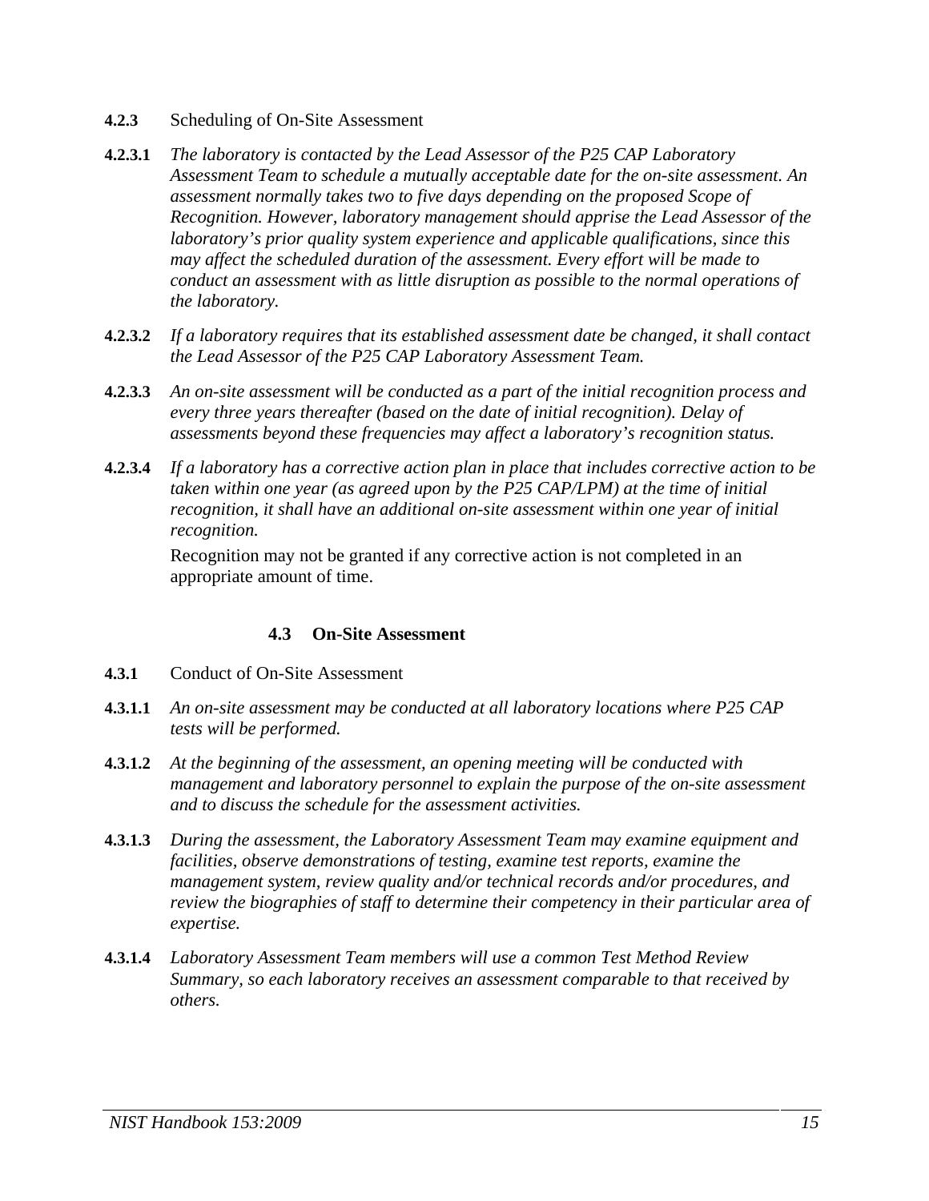**4.2.3** Scheduling of On-Site Assessment

**4.2.3.1** *The laboratory is contacted by the Lead Assessor of the P25 CAP Laboratory Assessment Team to schedule a mutually acceptable date for the on-site assessment. An assessment normally takes two to five days depending on the proposed Scope of Recognition. However, laboratory management should apprise the Lead Assessor of the laboratory's prior quality system experience and applicable qualifications, since this may affect the scheduled duration of the assessment. Every effort will be made to conduct an assessment with as little disruption as possible to the normal operations of the laboratory.*

**4.2.3.2** *If a laboratory requires that its established assessment date be changed, it shall contact the Lead Assessor of the P25 CAP Laboratory Assessment Team.*

**4.2.3.3** *An on-site assessment will be conducted as a part of the initial recognition process and every three years thereafter (based on the date of initial recognition). Delay of assessments beyond these frequencies may affect a laboratory's recognition status.*

**4.2.3.4** *If a laboratory has a corrective action plan in place that includes corrective action to be taken within one year (as agreed upon by the P25 CAP/LPM) at the time of initial recognition, it shall have an additional on-site assessment within one year of initial recognition.*

Recognition may not be granted if any corrective action is not completed in an appropriate amount of time.

## 4.3 On-Site Assessment

**4.3.1** Conduct of On-Site Assessment

**4.3.1.1** *An on-site assessment may be conducted at all laboratory locations where P25 CAP tests will be performed.*

**4.3.1.2** *At the beginning of the assessment, an opening meeting will be conducted with management and laboratory personnel to explain the purpose of the on-site assessment and to discuss the schedule for the assessment activities.*

**4.3.1.3** *During the assessment, the Laboratory Assessment Team may examine equipment and facilities, observe demonstrations of testing, examine test reports, examine the management system, review quality and/or technical records and/or procedures, and review the biographies of staff to determine their competency in their particular area of expertise.*

**4.3.1.4** *Laboratory Assessment Team members will use a common Test Method Review Summary, so each laboratory receives an assessment comparable to that received by others.*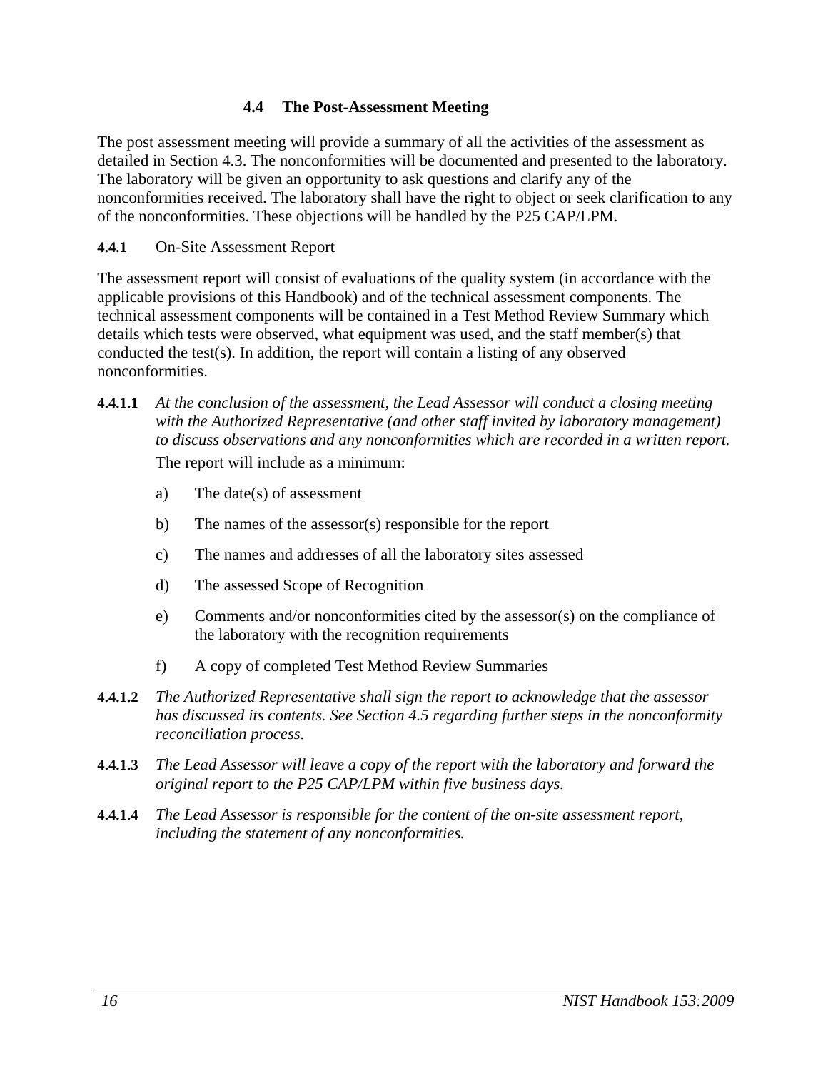## 4.4 The Post-Assessment Meeting

The post assessment meeting will provide a summary of all the activities of the assessment as detailed in Section 4.3. The nonconformities will be documented and presented to the laboratory. The laboratory will be given an opportunity to ask questions and clarify any of the nonconformities received. The laboratory shall have the right to object or seek clarification to any of the nonconformities. These objections will be handled by the P25 CAP/LPM.

**4.4.1** On-Site Assessment Report

The assessment report will consist of evaluations of the quality system (in accordance with the applicable provisions of this Handbook) and of the technical assessment components. The technical assessment components will be contained in a Test Method Review Summary which details which tests were observed, what equipment was used, and the staff member(s) that conducted the test(s). In addition, the report will contain a listing of any observed nonconformities.

**4.4.1.1** *At the conclusion of the assessment, the Lead Assessor will conduct a closing meeting with the Authorized Representative (and other staff invited by laboratory management) to discuss observations and any nonconformities which are recorded in a written report.* The report will include as a minimum:

a) The date(s) of assessment

b) The names of the assessor(s) responsible for the report

c) The names and addresses of all the laboratory sites assessed

d) The assessed Scope of Recognition

e) Comments and/or nonconformities cited by the assessor(s) on the compliance of the laboratory with the recognition requirements

f) A copy of completed Test Method Review Summaries

**4.4.1.2** *The Authorized Representative shall sign the report to acknowledge that the assessor has discussed its contents. See Section 4.5 regarding further steps in the nonconformity reconciliation process.*

**4.4.1.3** *The Lead Assessor will leave a copy of the report with the laboratory and forward the original report to the P25 CAP/LPM within five business days.*

**4.4.1.4** *The Lead Assessor is responsible for the content of the on-site assessment report, including the statement of any nonconformities.*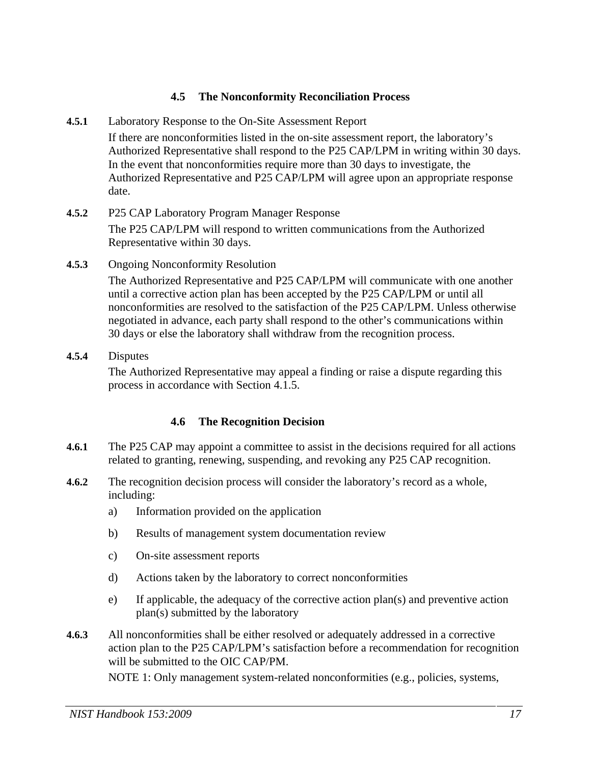## 4.5 The Nonconformity Reconciliation Process

**4.5.1** Laboratory Response to the On-Site Assessment Report

If there are nonconformities listed in the on-site assessment report, the laboratory's Authorized Representative shall respond to the P25 CAP/LPM in writing within 30 days. In the event that nonconformities require more than 30 days to investigate, the Authorized Representative and P25 CAP/LPM will agree upon an appropriate response date.

**4.5.2** P25 CAP Laboratory Program Manager Response

The P25 CAP/LPM will respond to written communications from the Authorized Representative within 30 days.

**4.5.3** Ongoing Nonconformity Resolution

The Authorized Representative and P25 CAP/LPM will communicate with one another until a corrective action plan has been accepted by the P25 CAP/LPM or until all nonconformities are resolved to the satisfaction of the P25 CAP/LPM. Unless otherwise negotiated in advance, each party shall respond to the other's communications within 30 days or else the laboratory shall withdraw from the recognition process.

**4.5.4** Disputes

The Authorized Representative may appeal a finding or raise a dispute regarding this process in accordance with Section 4.1.5.

## 4.6 The Recognition Decision

**4.6.1** The P25 CAP may appoint a committee to assist in the decisions required for all actions related to granting, renewing, suspending, and revoking any P25 CAP recognition.

**4.6.2** The recognition decision process will consider the laboratory's record as a whole, including:

a) Information provided on the application

b) Results of management system documentation review

c) On-site assessment reports

d) Actions taken by the laboratory to correct nonconformities

e) If applicable, the adequacy of the corrective action plan(s) and preventive action plan(s) submitted by the laboratory

**4.6.3** All nonconformities shall be either resolved or adequately addressed in a corrective action plan to the P25 CAP/LPM's satisfaction before a recommendation for recognition will be submitted to the OIC CAP/PM.

NOTE 1: Only management system-related nonconformities (e.g., policies, systems,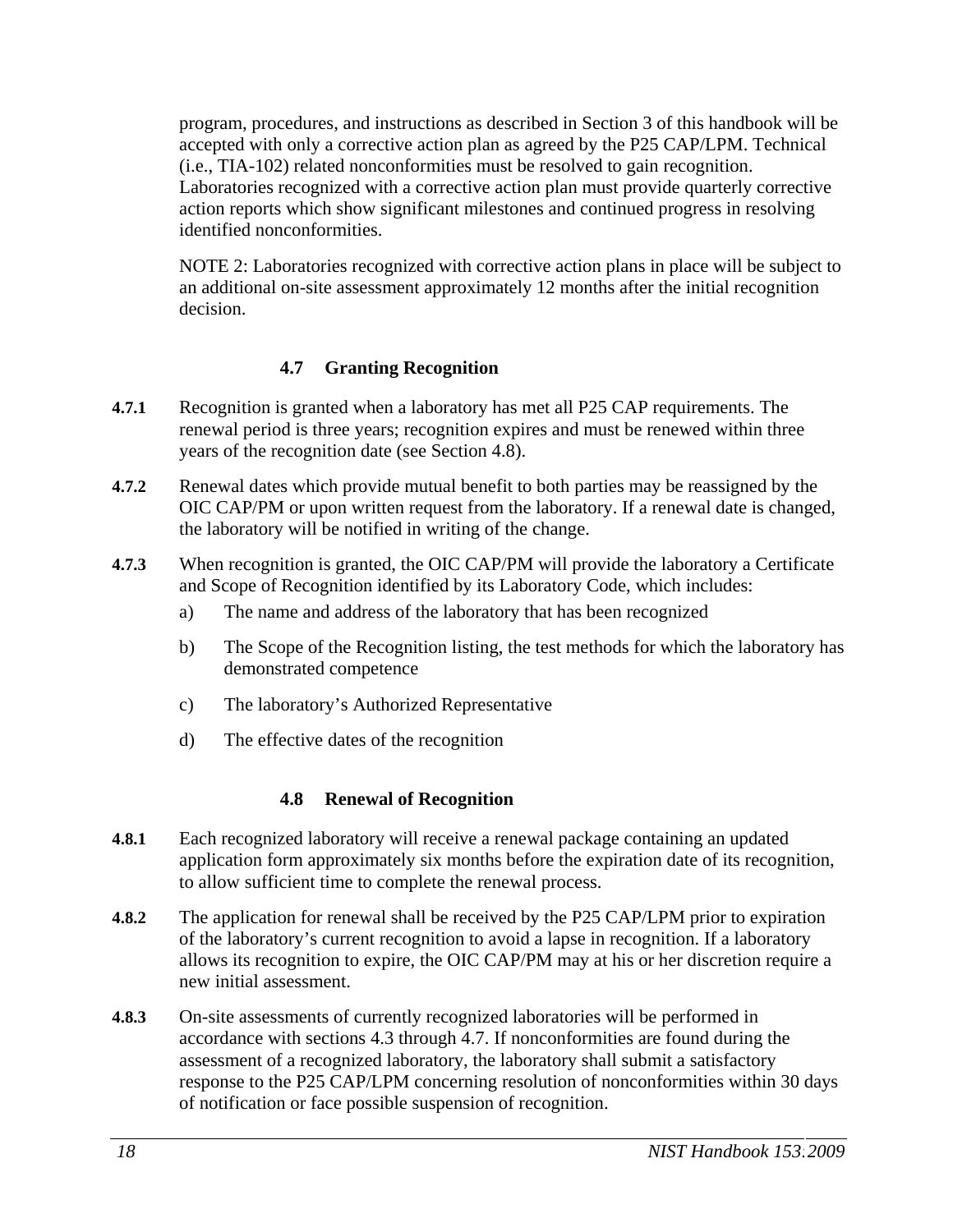program, procedures, and instructions as described in Section 3 of this handbook will be accepted with only a corrective action plan as agreed by the P25 CAP/LPM. Technical (i.e., TIA-102) related nonconformities must be resolved to gain recognition. Laboratories recognized with a corrective action plan must provide quarterly corrective action reports which show significant milestones and continued progress in resolving identified nonconformities.

NOTE 2: Laboratories recognized with corrective action plans in place will be subject to an additional on-site assessment approximately 12 months after the initial recognition decision.

### 4.7 Granting Recognition

**4.7.1** Recognition is granted when a laboratory has met all P25 CAP requirements. The renewal period is three years; recognition expires and must be renewed within three years of the recognition date (see Section 4.8).

**4.7.2** Renewal dates which provide mutual benefit to both parties may be reassigned by the OIC CAP/PM or upon written request from the laboratory. If a renewal date is changed, the laboratory will be notified in writing of the change.

**4.7.3** When recognition is granted, the OIC CAP/PM will provide the laboratory a Certificate and Scope of Recognition identified by its Laboratory Code, which includes:

a) The name and address of the laboratory that has been recognized

b) The Scope of the Recognition listing, the test methods for which the laboratory has demonstrated competence

c) The laboratory's Authorized Representative

d) The effective dates of the recognition

### 4.8 Renewal of Recognition

**4.8.1** Each recognized laboratory will receive a renewal package containing an updated application form approximately six months before the expiration date of its recognition, to allow sufficient time to complete the renewal process.

**4.8.2** The application for renewal shall be received by the P25 CAP/LPM prior to expiration of the laboratory's current recognition to avoid a lapse in recognition. If a laboratory allows its recognition to expire, the OIC CAP/PM may at his or her discretion require a new initial assessment.

**4.8.3** On-site assessments of currently recognized laboratories will be performed in accordance with sections 4.3 through 4.7. If nonconformities are found during the assessment of a recognized laboratory, the laboratory shall submit a satisfactory response to the P25 CAP/LPM concerning resolution of nonconformities within 30 days of notification or face possible suspension of recognition.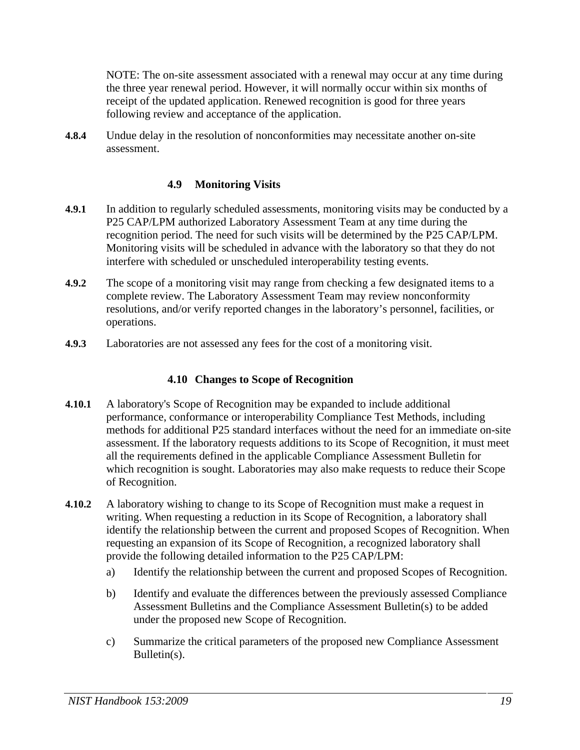NOTE: The on-site assessment associated with a renewal may occur at any time during the three year renewal period. However, it will normally occur within six months of receipt of the updated application. Renewed recognition is good for three years following review and acceptance of the application.

**4.8.4** Undue delay in the resolution of nonconformities may necessitate another on-site assessment.

### 4.9 Monitoring Visits

**4.9.1** In addition to regularly scheduled assessments, monitoring visits may be conducted by a P25 CAP/LPM authorized Laboratory Assessment Team at any time during the recognition period. The need for such visits will be determined by the P25 CAP/LPM. Monitoring visits will be scheduled in advance with the laboratory so that they do not interfere with scheduled or unscheduled interoperability testing events.

**4.9.2** The scope of a monitoring visit may range from checking a few designated items to a complete review. The Laboratory Assessment Team may review nonconformity resolutions, and/or verify reported changes in the laboratory's personnel, facilities, or operations.

**4.9.3** Laboratories are not assessed any fees for the cost of a monitoring visit.

### 4.10 Changes to Scope of Recognition

**4.10.1** A laboratory's Scope of Recognition may be expanded to include additional performance, conformance or interoperability Compliance Test Methods, including methods for additional P25 standard interfaces without the need for an immediate on-site assessment. If the laboratory requests additions to its Scope of Recognition, it must meet all the requirements defined in the applicable Compliance Assessment Bulletin for which recognition is sought. Laboratories may also make requests to reduce their Scope of Recognition.

**4.10.2** A laboratory wishing to change to its Scope of Recognition must make a request in writing. When requesting a reduction in its Scope of Recognition, a laboratory shall identify the relationship between the current and proposed Scopes of Recognition. When requesting an expansion of its Scope of Recognition, a recognized laboratory shall provide the following detailed information to the P25 CAP/LPM:

a) Identify the relationship between the current and proposed Scopes of Recognition.

b) Identify and evaluate the differences between the previously assessed Compliance Assessment Bulletins and the Compliance Assessment Bulletin(s) to be added under the proposed new Scope of Recognition.

c) Summarize the critical parameters of the proposed new Compliance Assessment Bulletin(s).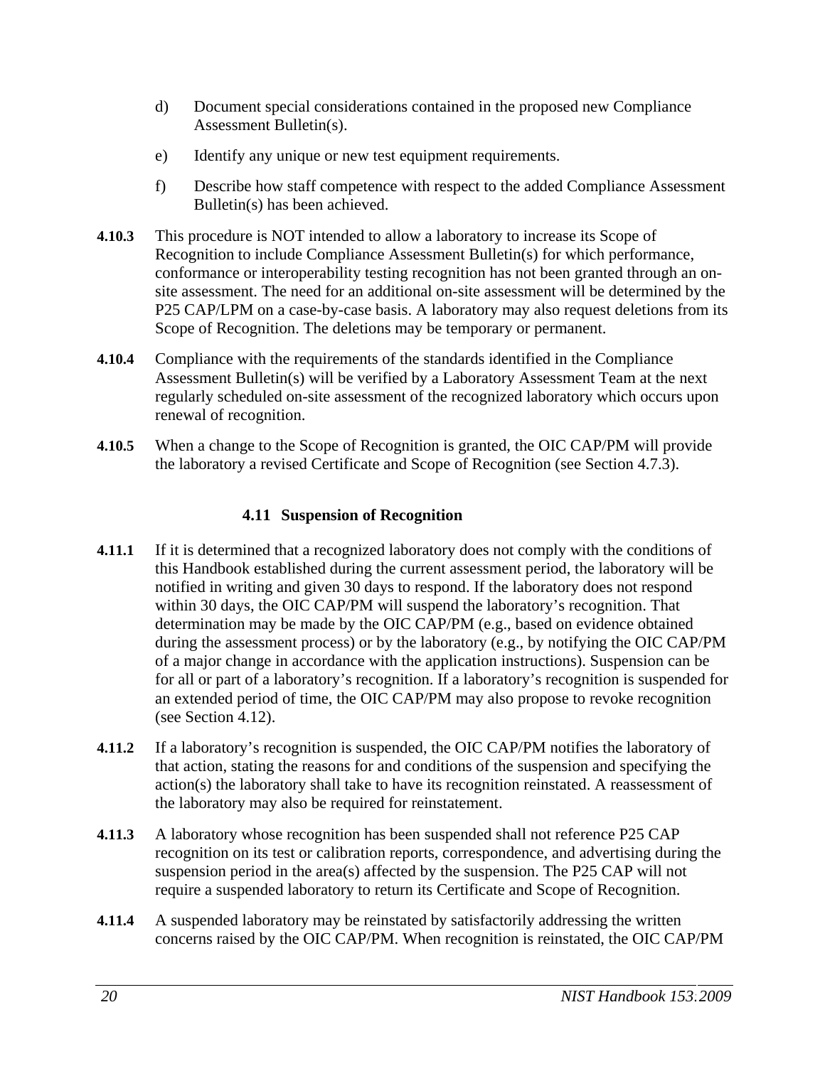d) Document special considerations contained in the proposed new Compliance Assessment Bulletin(s).

e) Identify any unique or new test equipment requirements.

f) Describe how staff competence with respect to the added Compliance Assessment Bulletin(s) has been achieved.

**4.10.3** This procedure is NOT intended to allow a laboratory to increase its Scope of Recognition to include Compliance Assessment Bulletin(s) for which performance, conformance or interoperability testing recognition has not been granted through an on-site assessment. The need for an additional on-site assessment will be determined by the P25 CAP/LPM on a case-by-case basis. A laboratory may also request deletions from its Scope of Recognition. The deletions may be temporary or permanent.

**4.10.4** Compliance with the requirements of the standards identified in the Compliance Assessment Bulletin(s) will be verified by a Laboratory Assessment Team at the next regularly scheduled on-site assessment of the recognized laboratory which occurs upon renewal of recognition.

**4.10.5** When a change to the Scope of Recognition is granted, the OIC CAP/PM will provide the laboratory a revised Certificate and Scope of Recognition (see Section 4.7.3).

### 4.11 Suspension of Recognition

**4.11.1** If it is determined that a recognized laboratory does not comply with the conditions of this Handbook established during the current assessment period, the laboratory will be notified in writing and given 30 days to respond. If the laboratory does not respond within 30 days, the OIC CAP/PM will suspend the laboratory's recognition. That determination may be made by the OIC CAP/PM (e.g., based on evidence obtained during the assessment process) or by the laboratory (e.g., by notifying the OIC CAP/PM of a major change in accordance with the application instructions). Suspension can be for all or part of a laboratory's recognition. If a laboratory's recognition is suspended for an extended period of time, the OIC CAP/PM may also propose to revoke recognition (see Section 4.12).

**4.11.2** If a laboratory's recognition is suspended, the OIC CAP/PM notifies the laboratory of that action, stating the reasons for and conditions of the suspension and specifying the action(s) the laboratory shall take to have its recognition reinstated. A reassessment of the laboratory may also be required for reinstatement.

**4.11.3** A laboratory whose recognition has been suspended shall not reference P25 CAP recognition on its test or calibration reports, correspondence, and advertising during the suspension period in the area(s) affected by the suspension. The P25 CAP will not require a suspended laboratory to return its Certificate and Scope of Recognition.

**4.11.4** A suspended laboratory may be reinstated by satisfactorily addressing the written concerns raised by the OIC CAP/PM. When recognition is reinstated, the OIC CAP/PM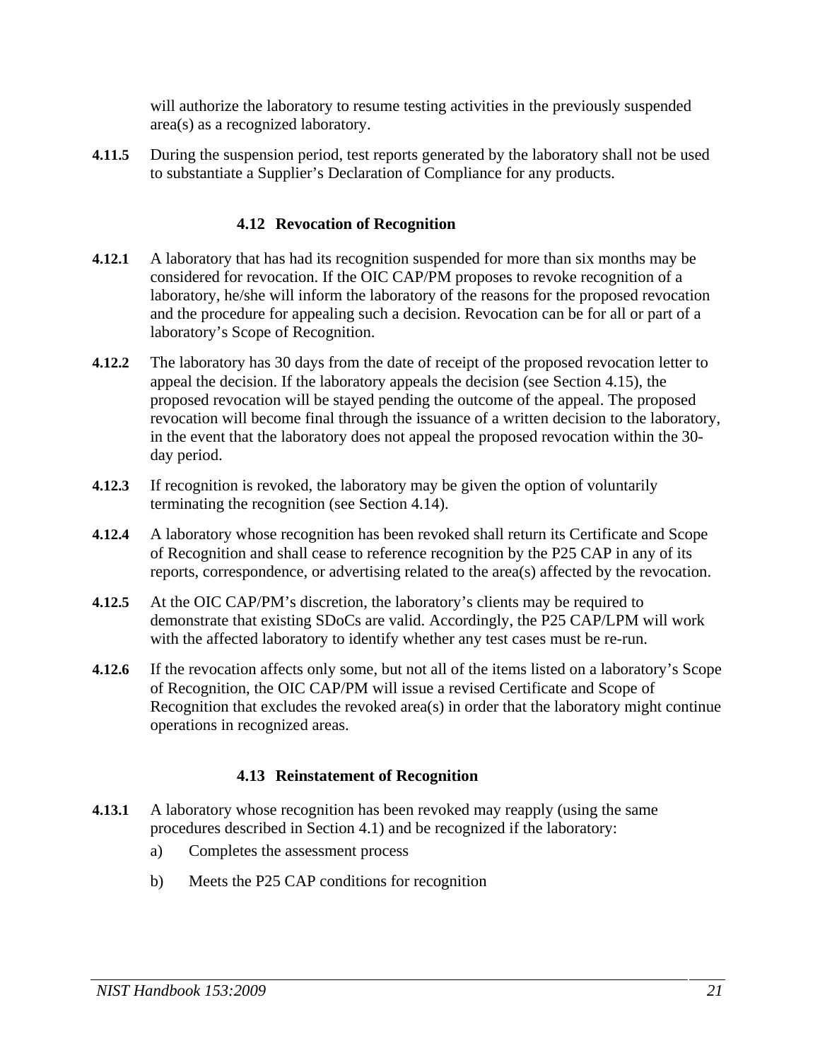will authorize the laboratory to resume testing activities in the previously suspended area(s) as a recognized laboratory.

**4.11.5** During the suspension period, test reports generated by the laboratory shall not be used to substantiate a Supplier's Declaration of Compliance for any products.

### 4.12 Revocation of Recognition

**4.12.1** A laboratory that has had its recognition suspended for more than six months may be considered for revocation. If the OIC CAP/PM proposes to revoke recognition of a laboratory, he/she will inform the laboratory of the reasons for the proposed revocation and the procedure for appealing such a decision. Revocation can be for all or part of a laboratory's Scope of Recognition.

**4.12.2** The laboratory has 30 days from the date of receipt of the proposed revocation letter to appeal the decision. If the laboratory appeals the decision (see Section 4.15), the proposed revocation will be stayed pending the outcome of the appeal. The proposed revocation will become final through the issuance of a written decision to the laboratory, in the event that the laboratory does not appeal the proposed revocation within the 30-day period.

**4.12.3** If recognition is revoked, the laboratory may be given the option of voluntarily terminating the recognition (see Section 4.14).

**4.12.4** A laboratory whose recognition has been revoked shall return its Certificate and Scope of Recognition and shall cease to reference recognition by the P25 CAP in any of its reports, correspondence, or advertising related to the area(s) affected by the revocation.

**4.12.5** At the OIC CAP/PM's discretion, the laboratory's clients may be required to demonstrate that existing SDoCs are valid. Accordingly, the P25 CAP/LPM will work with the affected laboratory to identify whether any test cases must be re-run.

**4.12.6** If the revocation affects only some, but not all of the items listed on a laboratory's Scope of Recognition, the OIC CAP/PM will issue a revised Certificate and Scope of Recognition that excludes the revoked area(s) in order that the laboratory might continue operations in recognized areas.

### 4.13 Reinstatement of Recognition

**4.13.1** A laboratory whose recognition has been revoked may reapply (using the same procedures described in Section 4.1) and be recognized if the laboratory:

a) Completes the assessment process

b) Meets the P25 CAP conditions for recognition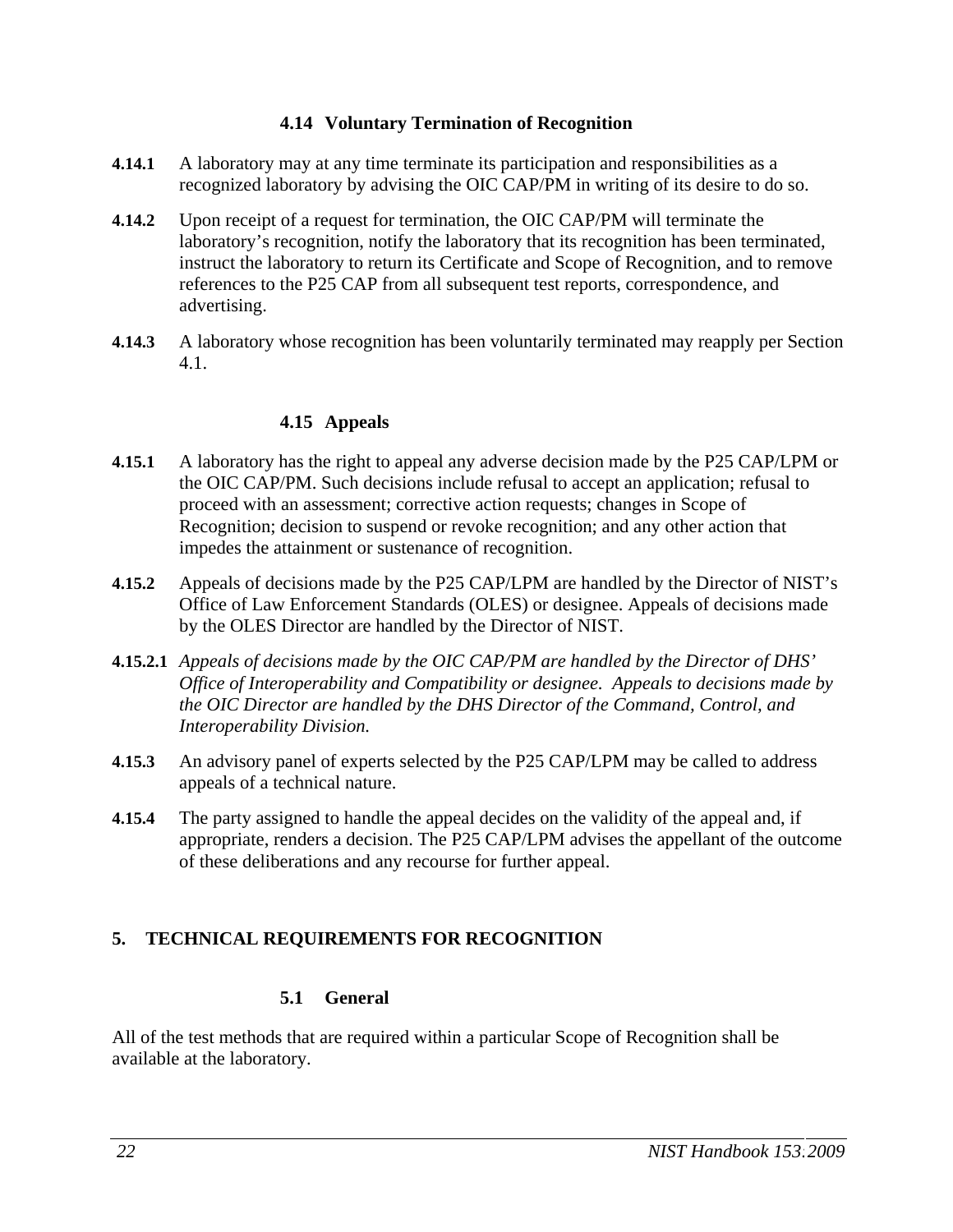### 4.14 Voluntary Termination of Recognition

**4.14.1** A laboratory may at any time terminate its participation and responsibilities as a recognized laboratory by advising the OIC CAP/PM in writing of its desire to do so.

**4.14.2** Upon receipt of a request for termination, the OIC CAP/PM will terminate the laboratory's recognition, notify the laboratory that its recognition has been terminated, instruct the laboratory to return its Certificate and Scope of Recognition, and to remove references to the P25 CAP from all subsequent test reports, correspondence, and advertising.

**4.14.3** A laboratory whose recognition has been voluntarily terminated may reapply per Section 4.1.

### 4.15 Appeals

**4.15.1** A laboratory has the right to appeal any adverse decision made by the P25 CAP/LPM or the OIC CAP/PM. Such decisions include refusal to accept an application; refusal to proceed with an assessment; corrective action requests; changes in Scope of Recognition; decision to suspend or revoke recognition; and any other action that impedes the attainment or sustenance of recognition.

**4.15.2** Appeals of decisions made by the P25 CAP/LPM are handled by the Director of NIST's Office of Law Enforcement Standards (OLES) or designee. Appeals of decisions made by the OLES Director are handled by the Director of NIST.

**4.15.2.1** *Appeals of decisions made by the OIC CAP/PM are handled by the Director of DHS' Office of Interoperability and Compatibility or designee. Appeals to decisions made by the OIC Director are handled by the DHS Director of the Command, Control, and Interoperability Division.*

**4.15.3** An advisory panel of experts selected by the P25 CAP/LPM may be called to address appeals of a technical nature.

**4.15.4** The party assigned to handle the appeal decides on the validity of the appeal and, if appropriate, renders a decision. The P25 CAP/LPM advises the appellant of the outcome of these deliberations and any recourse for further appeal.

## 5. TECHNICAL REQUIREMENTS FOR RECOGNITION

### 5.1 General

All of the test methods that are required within a particular Scope of Recognition shall be available at the laboratory.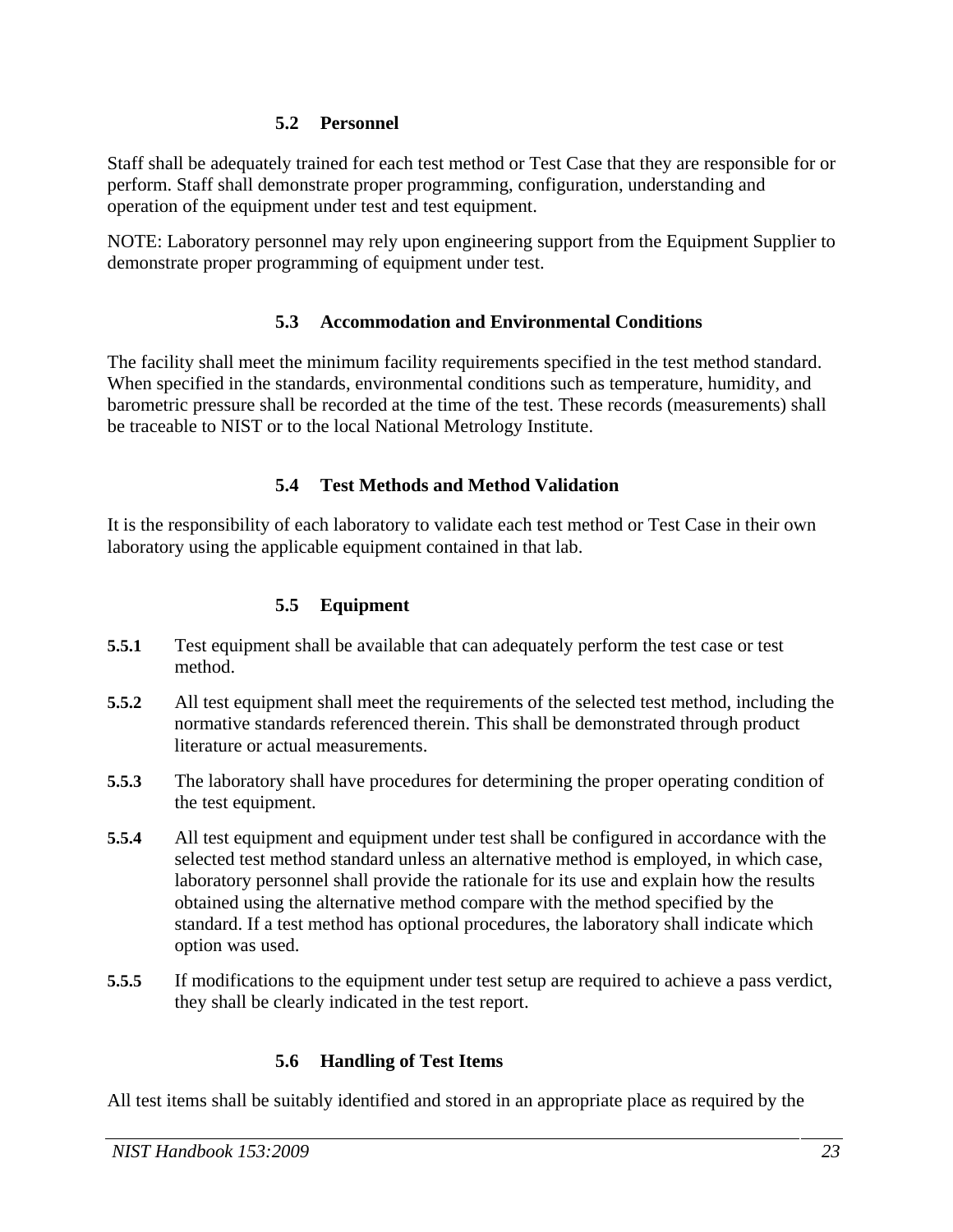### 5.2 Personnel

Staff shall be adequately trained for each test method or Test Case that they are responsible for or perform. Staff shall demonstrate proper programming, configuration, understanding and operation of the equipment under test and test equipment.

NOTE: Laboratory personnel may rely upon engineering support from the Equipment Supplier to demonstrate proper programming of equipment under test.

### 5.3 Accommodation and Environmental Conditions

The facility shall meet the minimum facility requirements specified in the test method standard. When specified in the standards, environmental conditions such as temperature, humidity, and barometric pressure shall be recorded at the time of the test. These records (measurements) shall be traceable to NIST or to the local National Metrology Institute.

### 5.4 Test Methods and Method Validation

It is the responsibility of each laboratory to validate each test method or Test Case in their own laboratory using the applicable equipment contained in that lab.

### 5.5 Equipment

**5.5.1** Test equipment shall be available that can adequately perform the test case or test method.

**5.5.2** All test equipment shall meet the requirements of the selected test method, including the normative standards referenced therein. This shall be demonstrated through product literature or actual measurements.

**5.5.3** The laboratory shall have procedures for determining the proper operating condition of the test equipment.

**5.5.4** All test equipment and equipment under test shall be configured in accordance with the selected test method standard unless an alternative method is employed, in which case, laboratory personnel shall provide the rationale for its use and explain how the results obtained using the alternative method compare with the method specified by the standard. If a test method has optional procedures, the laboratory shall indicate which option was used.

**5.5.5** If modifications to the equipment under test setup are required to achieve a pass verdict, they shall be clearly indicated in the test report.

### 5.6 Handling of Test Items

All test items shall be suitably identified and stored in an appropriate place as required by the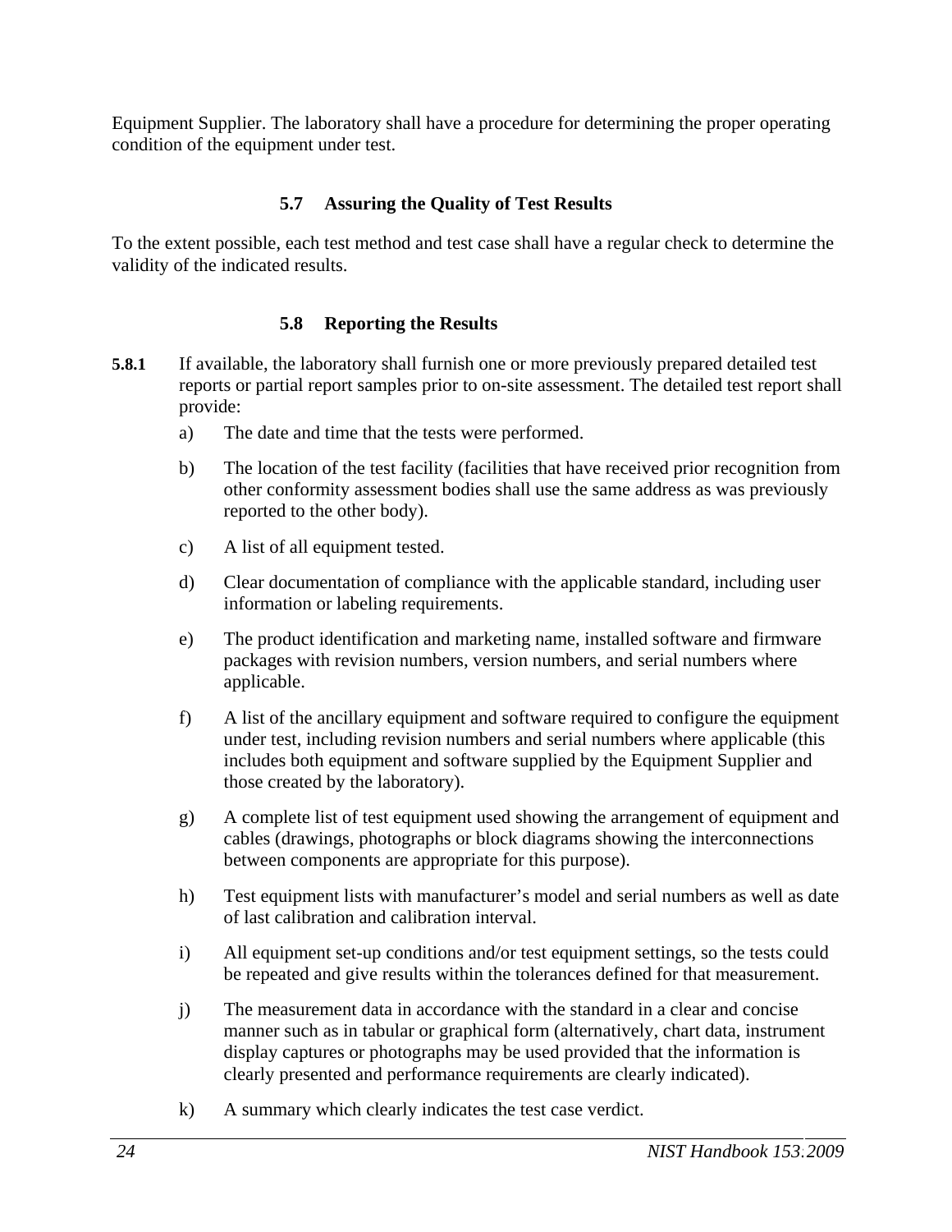Equipment Supplier. The laboratory shall have a procedure for determining the proper operating condition of the equipment under test.

### 5.7 Assuring the Quality of Test Results

To the extent possible, each test method and test case shall have a regular check to determine the validity of the indicated results.

### 5.8 Reporting the Results

**5.8.1** If available, the laboratory shall furnish one or more previously prepared detailed test reports or partial report samples prior to on-site assessment. The detailed test report shall provide:

a) The date and time that the tests were performed.

b) The location of the test facility (facilities that have received prior recognition from other conformity assessment bodies shall use the same address as was previously reported to the other body).

c) A list of all equipment tested.

d) Clear documentation of compliance with the applicable standard, including user information or labeling requirements.

e) The product identification and marketing name, installed software and firmware packages with revision numbers, version numbers, and serial numbers where applicable.

f) A list of the ancillary equipment and software required to configure the equipment under test, including revision numbers and serial numbers where applicable (this includes both equipment and software supplied by the Equipment Supplier and those created by the laboratory).

g) A complete list of test equipment used showing the arrangement of equipment and cables (drawings, photographs or block diagrams showing the interconnections between components are appropriate for this purpose).

h) Test equipment lists with manufacturer's model and serial numbers as well as date of last calibration and calibration interval.

i) All equipment set-up conditions and/or test equipment settings, so the tests could be repeated and give results within the tolerances defined for that measurement.

j) The measurement data in accordance with the standard in a clear and concise manner such as in tabular or graphical form (alternatively, chart data, instrument display captures or photographs may be used provided that the information is clearly presented and performance requirements are clearly indicated).

k) A summary which clearly indicates the test case verdict.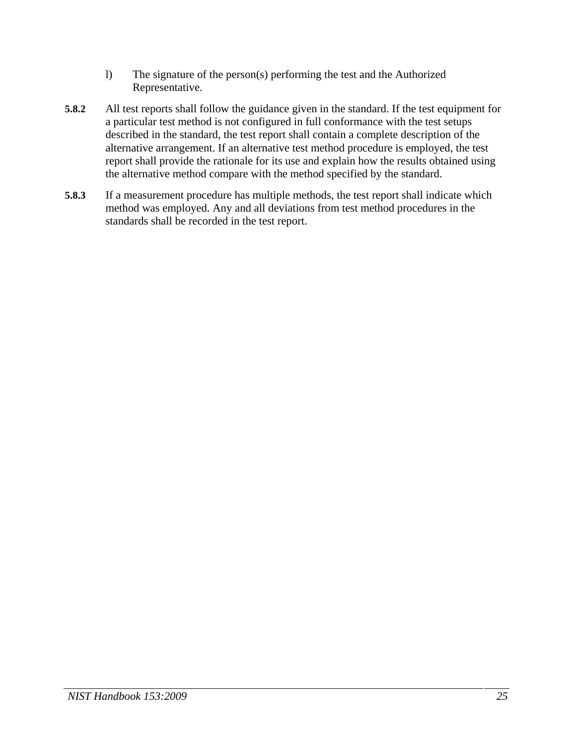l) The signature of the person(s) performing the test and the Authorized Representative.

**5.8.2** All test reports shall follow the guidance given in the standard. If the test equipment for a particular test method is not configured in full conformance with the test setups described in the standard, the test report shall contain a complete description of the alternative arrangement. If an alternative test method procedure is employed, the test report shall provide the rationale for its use and explain how the results obtained using the alternative method compare with the method specified by the standard.

**5.8.3** If a measurement procedure has multiple methods, the test report shall indicate which method was employed. Any and all deviations from test method procedures in the standards shall be recorded in the test report.